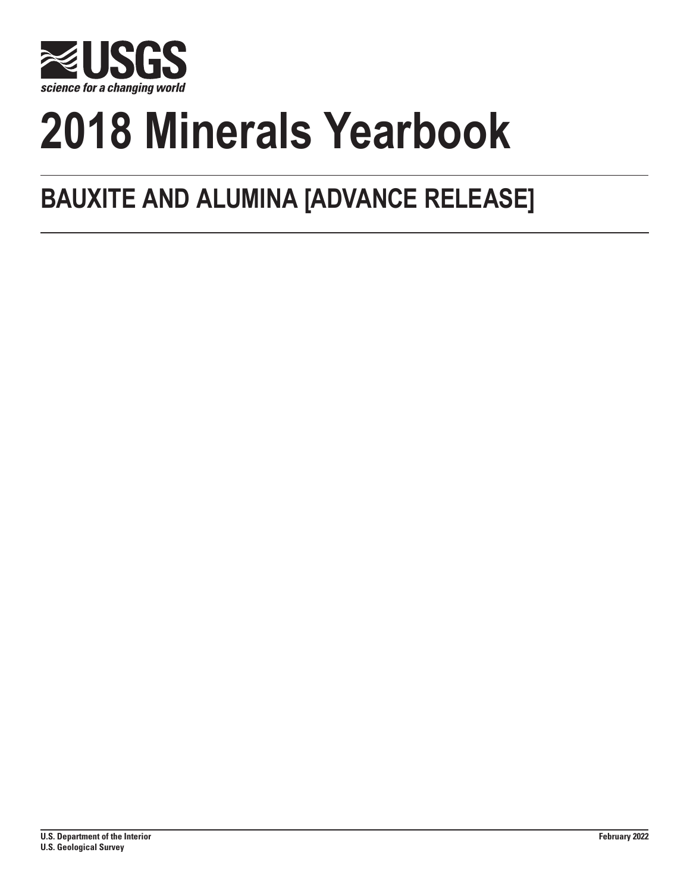USGS

science for a changing world

# 2018 Minerals Yearbook

## BAUXITE AND ALUMINA [ADVANCE RELEASE]

**U.S. Department of the Interior**
**U.S. Geological Survey**

**February 2022**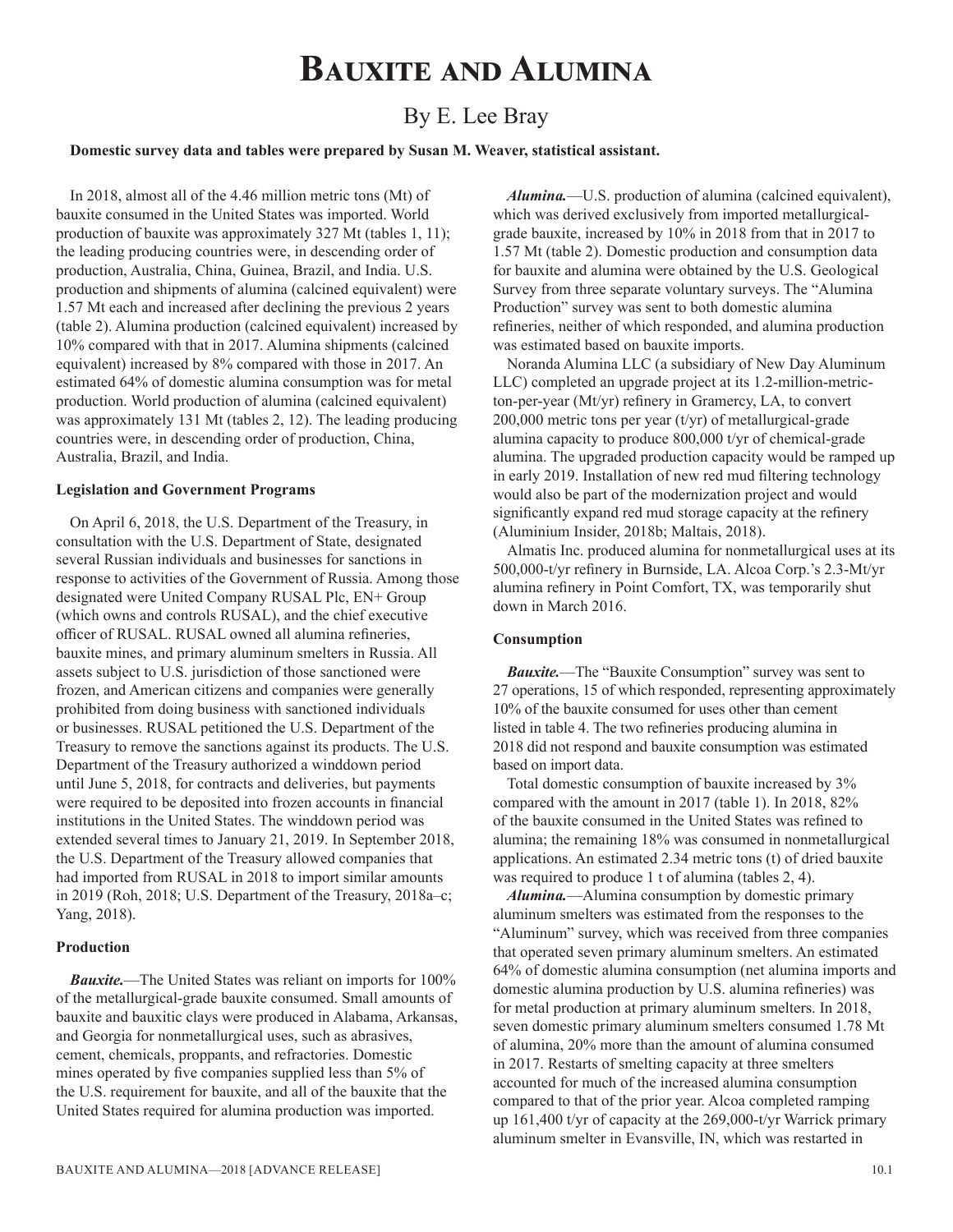# Bauxite and Alumina

By E. Lee Bray

**Domestic survey data and tables were prepared by Susan M. Weaver, statistical assistant.**

In 2018, almost all of the 4.46 million metric tons (Mt) of bauxite consumed in the United States was imported. World production of bauxite was approximately 327 Mt (tables 1, 11); the leading producing countries were, in descending order of production, Australia, China, Guinea, Brazil, and India. U.S. production and shipments of alumina (calcined equivalent) were 1.57 Mt each and increased after declining the previous 2 years (table 2). Alumina production (calcined equivalent) increased by 10% compared with that in 2017. Alumina shipments (calcined equivalent) increased by 8% compared with those in 2017. An estimated 64% of domestic alumina consumption was for metal production. World production of alumina (calcined equivalent) was approximately 131 Mt (tables 2, 12). The leading producing countries were, in descending order of production, China, Australia, Brazil, and India.

### Legislation and Government Programs

On April 6, 2018, the U.S. Department of the Treasury, in consultation with the U.S. Department of State, designated several Russian individuals and businesses for sanctions in response to activities of the Government of Russia. Among those designated were United Company RUSAL Plc, EN+ Group (which owns and controls RUSAL), and the chief executive officer of RUSAL. RUSAL owned all alumina refineries, bauxite mines, and primary aluminum smelters in Russia. All assets subject to U.S. jurisdiction of those sanctioned were frozen, and American citizens and companies were generally prohibited from doing business with sanctioned individuals or businesses. RUSAL petitioned the U.S. Department of the Treasury to remove the sanctions against its products. The U.S. Department of the Treasury authorized a winddown period until June 5, 2018, for contracts and deliveries, but payments were required to be deposited into frozen accounts in financial institutions in the United States. The winddown period was extended several times to January 21, 2019. In September 2018, the U.S. Department of the Treasury allowed companies that had imported from RUSAL in 2018 to import similar amounts in 2019 (Roh, 2018; U.S. Department of the Treasury, 2018a–c; Yang, 2018).

### Production

***Bauxite.***—The United States was reliant on imports for 100% of the metallurgical-grade bauxite consumed. Small amounts of bauxite and bauxitic clays were produced in Alabama, Arkansas, and Georgia for nonmetallurgical uses, such as abrasives, cement, chemicals, proppants, and refractories. Domestic mines operated by five companies supplied less than 5% of the U.S. requirement for bauxite, and all of the bauxite that the United States required for alumina production was imported.

***Alumina.***—U.S. production of alumina (calcined equivalent), which was derived exclusively from imported metallurgical-grade bauxite, increased by 10% in 2018 from that in 2017 to 1.57 Mt (table 2). Domestic production and consumption data for bauxite and alumina were obtained by the U.S. Geological Survey from three separate voluntary surveys. The "Alumina Production" survey was sent to both domestic alumina refineries, neither of which responded, and alumina production was estimated based on bauxite imports.

Noranda Alumina LLC (a subsidiary of New Day Aluminum LLC) completed an upgrade project at its 1.2-million-metric-ton-per-year (Mt/yr) refinery in Gramercy, LA, to convert 200,000 metric tons per year (t/yr) of metallurgical-grade alumina capacity to produce 800,000 t/yr of chemical-grade alumina. The upgraded production capacity would be ramped up in early 2019. Installation of new red mud filtering technology would also be part of the modernization project and would significantly expand red mud storage capacity at the refinery (Aluminium Insider, 2018b; Maltais, 2018).

Almatis Inc. produced alumina for nonmetallurgical uses at its 500,000-t/yr refinery in Burnside, LA. Alcoa Corp.'s 2.3-Mt/yr alumina refinery in Point Comfort, TX, was temporarily shut down in March 2016.

### Consumption

***Bauxite.***—The "Bauxite Consumption" survey was sent to 27 operations, 15 of which responded, representing approximately 10% of the bauxite consumed for uses other than cement listed in table 4. The two refineries producing alumina in 2018 did not respond and bauxite consumption was estimated based on import data.

Total domestic consumption of bauxite increased by 3% compared with the amount in 2017 (table 1). In 2018, 82% of the bauxite consumed in the United States was refined to alumina; the remaining 18% was consumed in nonmetallurgical applications. An estimated 2.34 metric tons (t) of dried bauxite was required to produce 1 t of alumina (tables 2, 4).

***Alumina.***—Alumina consumption by domestic primary aluminum smelters was estimated from the responses to the "Aluminum" survey, which was received from three companies that operated seven primary aluminum smelters. An estimated 64% of domestic alumina consumption (net alumina imports and domestic alumina production by U.S. alumina refineries) was for metal production at primary aluminum smelters. In 2018, seven domestic primary aluminum smelters consumed 1.78 Mt of alumina, 20% more than the amount of alumina consumed in 2017. Restarts of smelting capacity at three smelters accounted for much of the increased alumina consumption compared to that of the prior year. Alcoa completed ramping up 161,400 t/yr of capacity at the 269,000-t/yr Warrick primary aluminum smelter in Evansville, IN, which was restarted in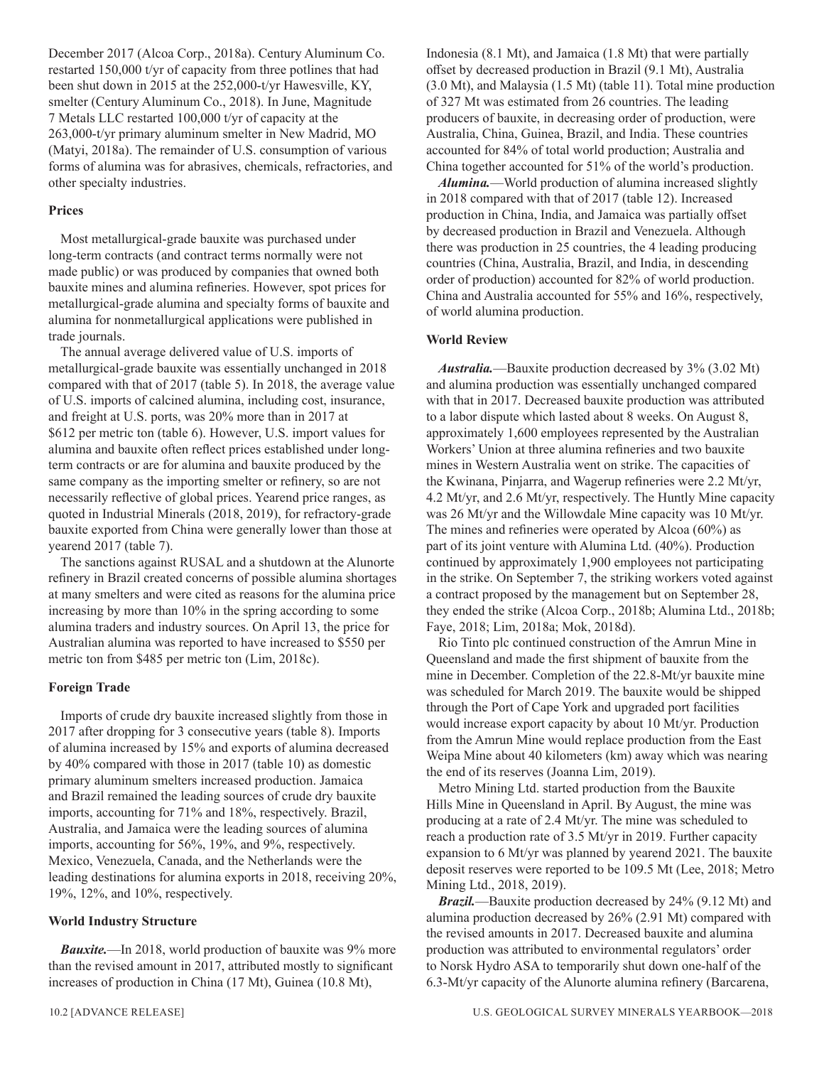December 2017 (Alcoa Corp., 2018a). Century Aluminum Co. restarted 150,000 t/yr of capacity from three potlines that had been shut down in 2015 at the 252,000-t/yr Hawesville, KY, smelter (Century Aluminum Co., 2018). In June, Magnitude 7 Metals LLC restarted 100,000 t/yr of capacity at the 263,000-t/yr primary aluminum smelter in New Madrid, MO (Matyi, 2018a). The remainder of U.S. consumption of various forms of alumina was for abrasives, chemicals, refractories, and other specialty industries.

### Prices

Most metallurgical-grade bauxite was purchased under long-term contracts (and contract terms normally were not made public) or was produced by companies that owned both bauxite mines and alumina refineries. However, spot prices for metallurgical-grade alumina and specialty forms of bauxite and alumina for nonmetallurgical applications were published in trade journals.

The annual average delivered value of U.S. imports of metallurgical-grade bauxite was essentially unchanged in 2018 compared with that of 2017 (table 5). In 2018, the average value of U.S. imports of calcined alumina, including cost, insurance, and freight at U.S. ports, was 20% more than in 2017 at $612 per metric ton (table 6). However, U.S. import values for alumina and bauxite often reflect prices established under long-term contracts or are for alumina and bauxite produced by the same company as the importing smelter or refinery, so are not necessarily reflective of global prices. Yearend price ranges, as quoted in Industrial Minerals (2018, 2019), for refractory-grade bauxite exported from China were generally lower than those at yearend 2017 (table 7).

The sanctions against RUSAL and a shutdown at the Alunorte refinery in Brazil created concerns of possible alumina shortages at many smelters and were cited as reasons for the alumina price increasing by more than 10% in the spring according to some alumina traders and industry sources. On April 13, the price for Australian alumina was reported to have increased to $550 per metric ton from $485 per metric ton (Lim, 2018c).

### Foreign Trade

Imports of crude dry bauxite increased slightly from those in 2017 after dropping for 3 consecutive years (table 8). Imports of alumina increased by 15% and exports of alumina decreased by 40% compared with those in 2017 (table 10) as domestic primary aluminum smelters increased production. Jamaica and Brazil remained the leading sources of crude dry bauxite imports, accounting for 71% and 18%, respectively. Brazil, Australia, and Jamaica were the leading sources of alumina imports, accounting for 56%, 19%, and 9%, respectively. Mexico, Venezuela, Canada, and the Netherlands were the leading destinations for alumina exports in 2018, receiving 20%, 19%, 12%, and 10%, respectively.

### World Industry Structure

***Bauxite.***—In 2018, world production of bauxite was 9% more than the revised amount in 2017, attributed mostly to significant increases of production in China (17 Mt), Guinea (10.8 Mt), Indonesia (8.1 Mt), and Jamaica (1.8 Mt) that were partially offset by decreased production in Brazil (9.1 Mt), Australia (3.0 Mt), and Malaysia (1.5 Mt) (table 11). Total mine production of 327 Mt was estimated from 26 countries. The leading producers of bauxite, in decreasing order of production, were Australia, China, Guinea, Brazil, and India. These countries accounted for 84% of total world production; Australia and China together accounted for 51% of the world's production.

***Alumina.***—World production of alumina increased slightly in 2018 compared with that of 2017 (table 12). Increased production in China, India, and Jamaica was partially offset by decreased production in Brazil and Venezuela. Although there was production in 25 countries, the 4 leading producing countries (China, Australia, Brazil, and India, in descending order of production) accounted for 82% of world production. China and Australia accounted for 55% and 16%, respectively, of world alumina production.

### World Review

***Australia.***—Bauxite production decreased by 3% (3.02 Mt) and alumina production was essentially unchanged compared with that in 2017. Decreased bauxite production was attributed to a labor dispute which lasted about 8 weeks. On August 8, approximately 1,600 employees represented by the Australian Workers' Union at three alumina refineries and two bauxite mines in Western Australia went on strike. The capacities of the Kwinana, Pinjarra, and Wagerup refineries were 2.2 Mt/yr, 4.2 Mt/yr, and 2.6 Mt/yr, respectively. The Huntly Mine capacity was 26 Mt/yr and the Willowdale Mine capacity was 10 Mt/yr. The mines and refineries were operated by Alcoa (60%) as part of its joint venture with Alumina Ltd. (40%). Production continued by approximately 1,900 employees not participating in the strike. On September 7, the striking workers voted against a contract proposed by the management but on September 28, they ended the strike (Alcoa Corp., 2018b; Alumina Ltd., 2018b; Faye, 2018; Lim, 2018a; Mok, 2018d).

Rio Tinto plc continued construction of the Amrun Mine in Queensland and made the first shipment of bauxite from the mine in December. Completion of the 22.8-Mt/yr bauxite mine was scheduled for March 2019. The bauxite would be shipped through the Port of Cape York and upgraded port facilities would increase export capacity by about 10 Mt/yr. Production from the Amrun Mine would replace production from the East Weipa Mine about 40 kilometers (km) away which was nearing the end of its reserves (Joanna Lim, 2019).

Metro Mining Ltd. started production from the Bauxite Hills Mine in Queensland in April. By August, the mine was producing at a rate of 2.4 Mt/yr. The mine was scheduled to reach a production rate of 3.5 Mt/yr in 2019. Further capacity expansion to 6 Mt/yr was planned by yearend 2021. The bauxite deposit reserves were reported to be 109.5 Mt (Lee, 2018; Metro Mining Ltd., 2018, 2019).

***Brazil.***—Bauxite production decreased by 24% (9.12 Mt) and alumina production decreased by 26% (2.91 Mt) compared with the revised amounts in 2017. Decreased bauxite and alumina production was attributed to environmental regulators' order to Norsk Hydro ASA to temporarily shut down one-half of the 6.3-Mt/yr capacity of the Alunorte alumina refinery (Barcarena,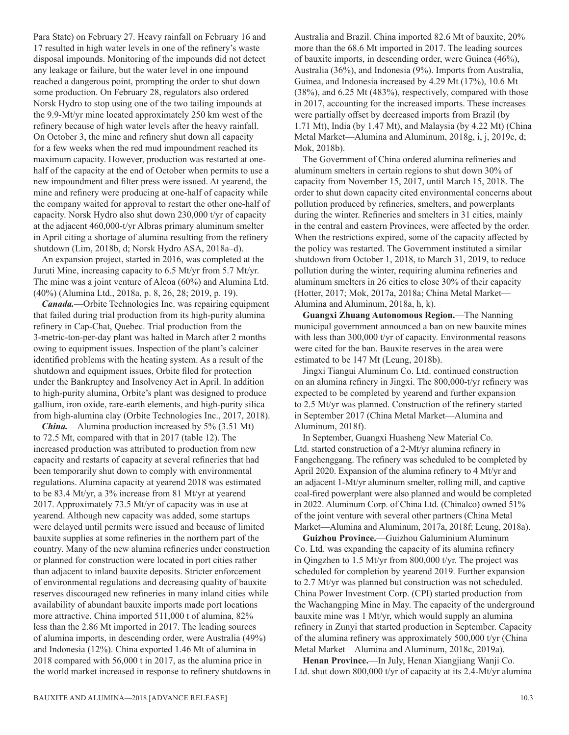Para State) on February 27. Heavy rainfall on February 16 and 17 resulted in high water levels in one of the refinery's waste disposal impounds. Monitoring of the impounds did not detect any leakage or failure, but the water level in one impound reached a dangerous point, prompting the order to shut down some production. On February 28, regulators also ordered Norsk Hydro to stop using one of the two tailing impounds at the 9.9-Mt/yr mine located approximately 250 km west of the refinery because of high water levels after the heavy rainfall. On October 3, the mine and refinery shut down all capacity for a few weeks when the red mud impoundment reached its maximum capacity. However, production was restarted at one-half of the capacity at the end of October when permits to use a new impoundment and filter press were issued. At yearend, the mine and refinery were producing at one-half of capacity while the company waited for approval to restart the other one-half of capacity. Norsk Hydro also shut down 230,000 t/yr of capacity at the adjacent 460,000-t/yr Albras primary aluminum smelter in April citing a shortage of alumina resulting from the refinery shutdown (Lim, 2018b, d; Norsk Hydro ASA, 2018a–d).

An expansion project, started in 2016, was completed at the Juruti Mine, increasing capacity to 6.5 Mt/yr from 5.7 Mt/yr. The mine was a joint venture of Alcoa (60%) and Alumina Ltd. (40%) (Alumina Ltd., 2018a, p. 8, 26, 28; 2019, p. 19).

***Canada.***—Orbite Technologies Inc. was repairing equipment that failed during trial production from its high-purity alumina refinery in Cap-Chat, Quebec. Trial production from the 3-metric-ton-per-day plant was halted in March after 2 months owing to equipment issues. Inspection of the plant's calciner identified problems with the heating system. As a result of the shutdown and equipment issues, Orbite filed for protection under the Bankruptcy and Insolvency Act in April. In addition to high-purity alumina, Orbite's plant was designed to produce gallium, iron oxide, rare-earth elements, and high-purity silica from high-alumina clay (Orbite Technologies Inc., 2017, 2018).

***China.***—Alumina production increased by 5% (3.51 Mt) to 72.5 Mt, compared with that in 2017 (table 12). The increased production was attributed to production from new capacity and restarts of capacity at several refineries that had been temporarily shut down to comply with environmental regulations. Alumina capacity at yearend 2018 was estimated to be 83.4 Mt/yr, a 3% increase from 81 Mt/yr at yearend 2017. Approximately 73.5 Mt/yr of capacity was in use at yearend. Although new capacity was added, some startups were delayed until permits were issued and because of limited bauxite supplies at some refineries in the northern part of the country. Many of the new alumina refineries under construction or planned for construction were located in port cities rather than adjacent to inland bauxite deposits. Stricter enforcement of environmental regulations and decreasing quality of bauxite reserves discouraged new refineries in many inland cities while availability of abundant bauxite imports made port locations more attractive. China imported 511,000 t of alumina, 82% less than the 2.86 Mt imported in 2017. The leading sources of alumina imports, in descending order, were Australia (49%) and Indonesia (12%). China exported 1.46 Mt of alumina in 2018 compared with 56,000 t in 2017, as the alumina price in the world market increased in response to refinery shutdowns in Australia and Brazil. China imported 82.6 Mt of bauxite, 20% more than the 68.6 Mt imported in 2017. The leading sources of bauxite imports, in descending order, were Guinea (46%), Australia (36%), and Indonesia (9%). Imports from Australia, Guinea, and Indonesia increased by 4.29 Mt (17%), 10.6 Mt (38%), and 6.25 Mt (483%), respectively, compared with those in 2017, accounting for the increased imports. These increases were partially offset by decreased imports from Brazil (by 1.71 Mt), India (by 1.47 Mt), and Malaysia (by 4.22 Mt) (China Metal Market—Alumina and Aluminum, 2018g, i, j, 2019c, d; Mok, 2018b).

The Government of China ordered alumina refineries and aluminum smelters in certain regions to shut down 30% of capacity from November 15, 2017, until March 15, 2018. The order to shut down capacity cited environmental concerns about pollution produced by refineries, smelters, and powerplants during the winter. Refineries and smelters in 31 cities, mainly in the central and eastern Provinces, were affected by the order. When the restrictions expired, some of the capacity affected by the policy was restarted. The Government instituted a similar shutdown from October 1, 2018, to March 31, 2019, to reduce pollution during the winter, requiring alumina refineries and aluminum smelters in 26 cities to close 30% of their capacity (Hotter, 2017; Mok, 2017a, 2018a; China Metal Market—Alumina and Aluminum, 2018a, h, k).

**Guangxi Zhuang Autonomous Region.**—The Nanning municipal government announced a ban on new bauxite mines with less than 300,000 t/yr of capacity. Environmental reasons were cited for the ban. Bauxite reserves in the area were estimated to be 147 Mt (Leung, 2018b).

Jingxi Tiangui Aluminum Co. Ltd. continued construction on an alumina refinery in Jingxi. The 800,000-t/yr refinery was expected to be completed by yearend and further expansion to 2.5 Mt/yr was planned. Construction of the refinery started in September 2017 (China Metal Market—Alumina and Aluminum, 2018f).

In September, Guangxi Huasheng New Material Co. Ltd. started construction of a 2-Mt/yr alumina refinery in Fangchenggang. The refinery was scheduled to be completed by April 2020. Expansion of the alumina refinery to 4 Mt/yr and an adjacent 1-Mt/yr aluminum smelter, rolling mill, and captive coal-fired powerplant were also planned and would be completed in 2022. Aluminum Corp. of China Ltd. (Chinalco) owned 51% of the joint venture with several other partners (China Metal Market—Alumina and Aluminum, 2017a, 2018f; Leung, 2018a).

**Guizhou Province.**—Guizhou Galuminium Aluminum Co. Ltd. was expanding the capacity of its alumina refinery in Qingzhen to 1.5 Mt/yr from 800,000 t/yr. The project was scheduled for completion by yearend 2019. Further expansion to 2.7 Mt/yr was planned but construction was not scheduled. China Power Investment Corp. (CPI) started production from the Wachangping Mine in May. The capacity of the underground bauxite mine was 1 Mt/yr, which would supply an alumina refinery in Zunyi that started production in September. Capacity of the alumina refinery was approximately 500,000 t/yr (China Metal Market—Alumina and Aluminum, 2018c, 2019a).

**Henan Province.**—In July, Henan Xiangjiang Wanji Co. Ltd. shut down 800,000 t/yr of capacity at its 2.4-Mt/yr alumina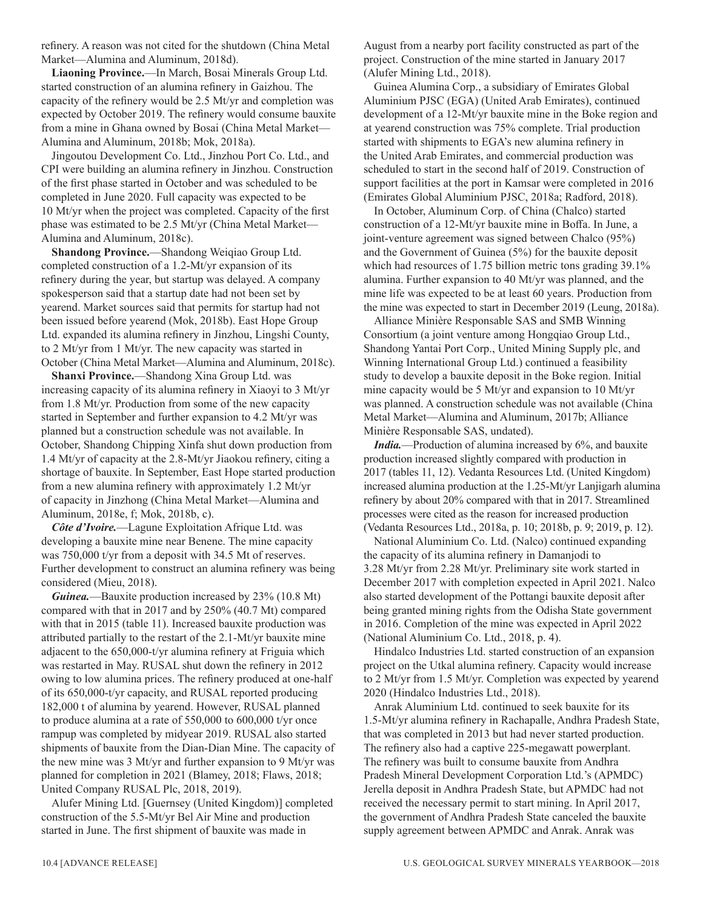refinery. A reason was not cited for the shutdown (China Metal Market—Alumina and Aluminum, 2018d).

**Liaoning Province.**—In March, Bosai Minerals Group Ltd. started construction of an alumina refinery in Gaizhou. The capacity of the refinery would be 2.5 Mt/yr and completion was expected by October 2019. The refinery would consume bauxite from a mine in Ghana owned by Bosai (China Metal Market—Alumina and Aluminum, 2018b; Mok, 2018a).

Jingoutou Development Co. Ltd., Jinzhou Port Co. Ltd., and CPI were building an alumina refinery in Jinzhou. Construction of the first phase started in October and was scheduled to be completed in June 2020. Full capacity was expected to be 10 Mt/yr when the project was completed. Capacity of the first phase was estimated to be 2.5 Mt/yr (China Metal Market—Alumina and Aluminum, 2018c).

**Shandong Province.**—Shandong Weiqiao Group Ltd. completed construction of a 1.2-Mt/yr expansion of its refinery during the year, but startup was delayed. A company spokesperson said that a startup date had not been set by yearend. Market sources said that permits for startup had not been issued before yearend (Mok, 2018b). East Hope Group Ltd. expanded its alumina refinery in Jinzhou, Lingshi County, to 2 Mt/yr from 1 Mt/yr. The new capacity was started in October (China Metal Market—Alumina and Aluminum, 2018c).

**Shanxi Province.**—Shandong Xina Group Ltd. was increasing capacity of its alumina refinery in Xiaoyi to 3 Mt/yr from 1.8 Mt/yr. Production from some of the new capacity started in September and further expansion to 4.2 Mt/yr was planned but a construction schedule was not available. In October, Shandong Chipping Xinfa shut down production from 1.4 Mt/yr of capacity at the 2.8-Mt/yr Jiaokou refinery, citing a shortage of bauxite. In September, East Hope started production from a new alumina refinery with approximately 1.2 Mt/yr of capacity in Jinzhong (China Metal Market—Alumina and Aluminum, 2018e, f; Mok, 2018b, c).

***Côte d'Ivoire.***—Lagune Exploitation Afrique Ltd. was developing a bauxite mine near Benene. The mine capacity was 750,000 t/yr from a deposit with 34.5 Mt of reserves. Further development to construct an alumina refinery was being considered (Mieu, 2018).

***Guinea.***—Bauxite production increased by 23% (10.8 Mt) compared with that in 2017 and by 250% (40.7 Mt) compared with that in 2015 (table 11). Increased bauxite production was attributed partially to the restart of the 2.1-Mt/yr bauxite mine adjacent to the 650,000-t/yr alumina refinery at Friguia which was restarted in May. RUSAL shut down the refinery in 2012 owing to low alumina prices. The refinery produced at one-half of its 650,000-t/yr capacity, and RUSAL reported producing 182,000 t of alumina by yearend. However, RUSAL planned to produce alumina at a rate of 550,000 to 600,000 t/yr once rampup was completed by midyear 2019. RUSAL also started shipments of bauxite from the Dian-Dian Mine. The capacity of the new mine was 3 Mt/yr and further expansion to 9 Mt/yr was planned for completion in 2021 (Blamey, 2018; Flaws, 2018; United Company RUSAL Plc, 2018, 2019).

Alufer Mining Ltd. [Guernsey (United Kingdom)] completed construction of the 5.5-Mt/yr Bel Air Mine and production started in June. The first shipment of bauxite was made in August from a nearby port facility constructed as part of the project. Construction of the mine started in January 2017 (Alufer Mining Ltd., 2018).

Guinea Alumina Corp., a subsidiary of Emirates Global Aluminium PJSC (EGA) (United Arab Emirates), continued development of a 12-Mt/yr bauxite mine in the Boke region and at yearend construction was 75% complete. Trial production started with shipments to EGA's new alumina refinery in the United Arab Emirates, and commercial production was scheduled to start in the second half of 2019. Construction of support facilities at the port in Kamsar were completed in 2016 (Emirates Global Aluminium PJSC, 2018a; Radford, 2018).

In October, Aluminum Corp. of China (Chalco) started construction of a 12-Mt/yr bauxite mine in Boffa. In June, a joint-venture agreement was signed between Chalco (95%) and the Government of Guinea (5%) for the bauxite deposit which had resources of 1.75 billion metric tons grading 39.1% alumina. Further expansion to 40 Mt/yr was planned, and the mine life was expected to be at least 60 years. Production from the mine was expected to start in December 2019 (Leung, 2018a).

Alliance Minière Responsable SAS and SMB Winning Consortium (a joint venture among Hongqiao Group Ltd., Shandong Yantai Port Corp., United Mining Supply plc, and Winning International Group Ltd.) continued a feasibility study to develop a bauxite deposit in the Boke region. Initial mine capacity would be 5 Mt/yr and expansion to 10 Mt/yr was planned. A construction schedule was not available (China Metal Market—Alumina and Aluminum, 2017b; Alliance Minière Responsable SAS, undated).

***India.***—Production of alumina increased by 6%, and bauxite production increased slightly compared with production in 2017 (tables 11, 12). Vedanta Resources Ltd. (United Kingdom) increased alumina production at the 1.25-Mt/yr Lanjigarh alumina refinery by about 20% compared with that in 2017. Streamlined processes were cited as the reason for increased production (Vedanta Resources Ltd., 2018a, p. 10; 2018b, p. 9; 2019, p. 12).

National Aluminium Co. Ltd. (Nalco) continued expanding the capacity of its alumina refinery in Damanjodi to 3.28 Mt/yr from 2.28 Mt/yr. Preliminary site work started in December 2017 with completion expected in April 2021. Nalco also started development of the Pottangi bauxite deposit after being granted mining rights from the Odisha State government in 2016. Completion of the mine was expected in April 2022 (National Aluminium Co. Ltd., 2018, p. 4).

Hindalco Industries Ltd. started construction of an expansion project on the Utkal alumina refinery. Capacity would increase to 2 Mt/yr from 1.5 Mt/yr. Completion was expected by yearend 2020 (Hindalco Industries Ltd., 2018).

Anrak Aluminium Ltd. continued to seek bauxite for its 1.5-Mt/yr alumina refinery in Rachapalle, Andhra Pradesh State, that was completed in 2013 but had never started production. The refinery also had a captive 225-megawatt powerplant. The refinery was built to consume bauxite from Andhra Pradesh Mineral Development Corporation Ltd.'s (APMDC) Jerella deposit in Andhra Pradesh State, but APMDC had not received the necessary permit to start mining. In April 2017, the government of Andhra Pradesh State canceled the bauxite supply agreement between APMDC and Anrak. Anrak was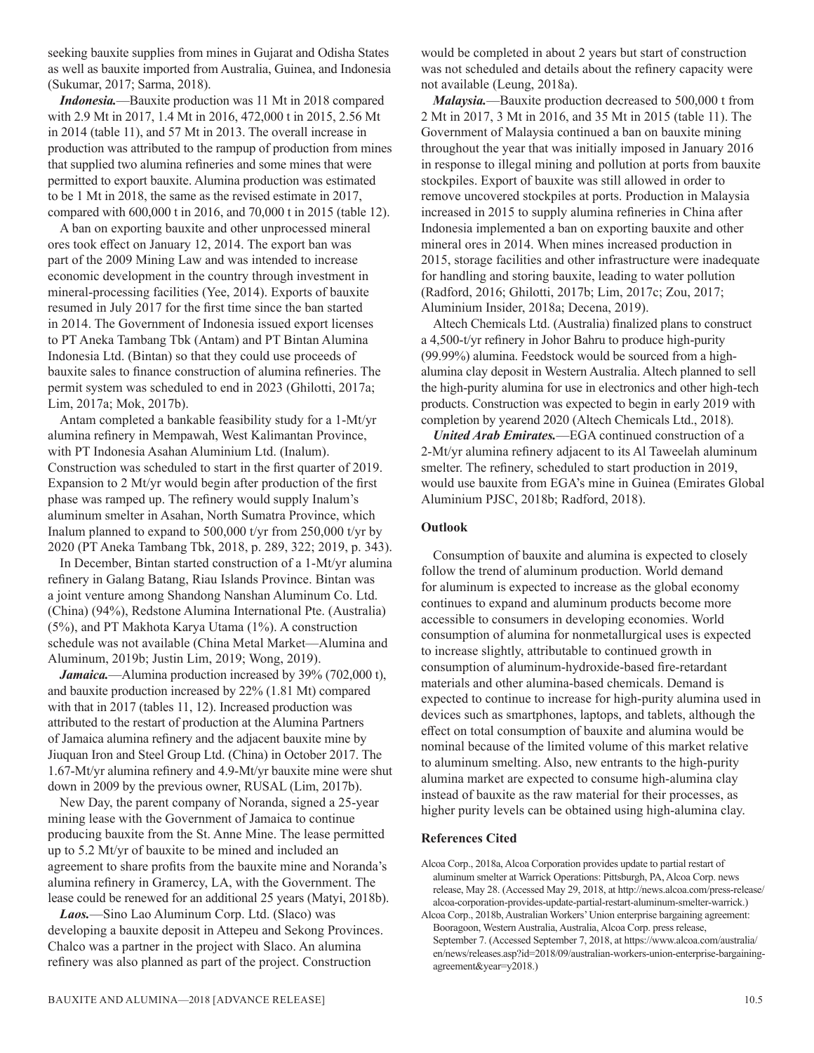seeking bauxite supplies from mines in Gujarat and Odisha States as well as bauxite imported from Australia, Guinea, and Indonesia (Sukumar, 2017; Sarma, 2018).

***Indonesia.***—Bauxite production was 11 Mt in 2018 compared with 2.9 Mt in 2017, 1.4 Mt in 2016, 472,000 t in 2015, 2.56 Mt in 2014 (table 11), and 57 Mt in 2013. The overall increase in production was attributed to the rampup of production from mines that supplied two alumina refineries and some mines that were permitted to export bauxite. Alumina production was estimated to be 1 Mt in 2018, the same as the revised estimate in 2017, compared with 600,000 t in 2016, and 70,000 t in 2015 (table 12).

A ban on exporting bauxite and other unprocessed mineral ores took effect on January 12, 2014. The export ban was part of the 2009 Mining Law and was intended to increase economic development in the country through investment in mineral-processing facilities (Yee, 2014). Exports of bauxite resumed in July 2017 for the first time since the ban started in 2014. The Government of Indonesia issued export licenses to PT Aneka Tambang Tbk (Antam) and PT Bintan Alumina Indonesia Ltd. (Bintan) so that they could use proceeds of bauxite sales to finance construction of alumina refineries. The permit system was scheduled to end in 2023 (Ghilotti, 2017a; Lim, 2017a; Mok, 2017b).

Antam completed a bankable feasibility study for a 1-Mt/yr alumina refinery in Mempawah, West Kalimantan Province, with PT Indonesia Asahan Aluminium Ltd. (Inalum). Construction was scheduled to start in the first quarter of 2019. Expansion to 2 Mt/yr would begin after production of the first phase was ramped up. The refinery would supply Inalum's aluminum smelter in Asahan, North Sumatra Province, which Inalum planned to expand to 500,000 t/yr from 250,000 t/yr by 2020 (PT Aneka Tambang Tbk, 2018, p. 289, 322; 2019, p. 343).

In December, Bintan started construction of a 1-Mt/yr alumina refinery in Galang Batang, Riau Islands Province. Bintan was a joint venture among Shandong Nanshan Aluminum Co. Ltd. (China) (94%), Redstone Alumina International Pte. (Australia) (5%), and PT Makhota Karya Utama (1%). A construction schedule was not available (China Metal Market—Alumina and Aluminum, 2019b; Justin Lim, 2019; Wong, 2019).

***Jamaica.***—Alumina production increased by 39% (702,000 t), and bauxite production increased by 22% (1.81 Mt) compared with that in 2017 (tables 11, 12). Increased production was attributed to the restart of production at the Alumina Partners of Jamaica alumina refinery and the adjacent bauxite mine by Jiuquan Iron and Steel Group Ltd. (China) in October 2017. The 1.67-Mt/yr alumina refinery and 4.9-Mt/yr bauxite mine were shut down in 2009 by the previous owner, RUSAL (Lim, 2017b).

New Day, the parent company of Noranda, signed a 25-year mining lease with the Government of Jamaica to continue producing bauxite from the St. Anne Mine. The lease permitted up to 5.2 Mt/yr of bauxite to be mined and included an agreement to share profits from the bauxite mine and Noranda's alumina refinery in Gramercy, LA, with the Government. The lease could be renewed for an additional 25 years (Matyi, 2018b).

***Laos.***—Sino Lao Aluminum Corp. Ltd. (Slaco) was developing a bauxite deposit in Attepeu and Sekong Provinces. Chalco was a partner in the project with Slaco. An alumina refinery was also planned as part of the project. Construction would be completed in about 2 years but start of construction was not scheduled and details about the refinery capacity were not available (Leung, 2018a).

***Malaysia.***—Bauxite production decreased to 500,000 t from 2 Mt in 2017, 3 Mt in 2016, and 35 Mt in 2015 (table 11). The Government of Malaysia continued a ban on bauxite mining throughout the year that was initially imposed in January 2016 in response to illegal mining and pollution at ports from bauxite stockpiles. Export of bauxite was still allowed in order to remove uncovered stockpiles at ports. Production in Malaysia increased in 2015 to supply alumina refineries in China after Indonesia implemented a ban on exporting bauxite and other mineral ores in 2014. When mines increased production in 2015, storage facilities and other infrastructure were inadequate for handling and storing bauxite, leading to water pollution (Radford, 2016; Ghilotti, 2017b; Lim, 2017c; Zou, 2017; Aluminium Insider, 2018a; Decena, 2019).

Altech Chemicals Ltd. (Australia) finalized plans to construct a 4,500-t/yr refinery in Johor Bahru to produce high-purity (99.99%) alumina. Feedstock would be sourced from a high-alumina clay deposit in Western Australia. Altech planned to sell the high-purity alumina for use in electronics and other high-tech products. Construction was expected to begin in early 2019 with completion by yearend 2020 (Altech Chemicals Ltd., 2018).

***United Arab Emirates.***—EGA continued construction of a 2-Mt/yr alumina refinery adjacent to its Al Taweelah aluminum smelter. The refinery, scheduled to start production in 2019, would use bauxite from EGA's mine in Guinea (Emirates Global Aluminium PJSC, 2018b; Radford, 2018).

## Outlook

Consumption of bauxite and alumina is expected to closely follow the trend of aluminum production. World demand for aluminum is expected to increase as the global economy continues to expand and aluminum products become more accessible to consumers in developing economies. World consumption of alumina for nonmetallurgical uses is expected to increase slightly, attributable to continued growth in consumption of aluminum-hydroxide-based fire-retardant materials and other alumina-based chemicals. Demand is expected to continue to increase for high-purity alumina used in devices such as smartphones, laptops, and tablets, although the effect on total consumption of bauxite and alumina would be nominal because of the limited volume of this market relative to aluminum smelting. Also, new entrants to the high-purity alumina market are expected to consume high-alumina clay instead of bauxite as the raw material for their processes, as higher purity levels can be obtained using high-alumina clay.

## References Cited

Alcoa Corp., 2018a, Alcoa Corporation provides update to partial restart of aluminum smelter at Warrick Operations: Pittsburgh, PA, Alcoa Corp. news release, May 28. (Accessed May 29, 2018, at http://news.alcoa.com/press-release/alcoa-corporation-provides-update-partial-restart-aluminum-smelter-warrick.)

Alcoa Corp., 2018b, Australian Workers' Union enterprise bargaining agreement: Booragoon, Western Australia, Australia, Alcoa Corp. press release, September 7. (Accessed September 7, 2018, at https://www.alcoa.com/australia/en/news/releases.asp?id=2018/09/australian-workers-union-enterprise-bargaining-agreement&year=y2018.)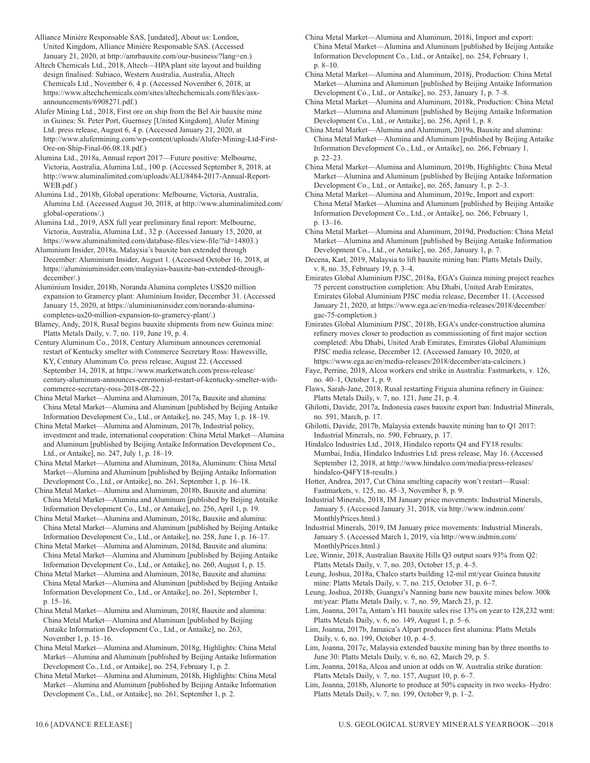Alliance Minière Responsable SAS, [undated], About us: London, United Kingdom, Alliance Minière Responsable SAS. (Accessed January 21, 2020, at http://amrbauxite.com/our-business/?lang=en.)

Altech Chemicals Ltd., 2018, Altech—HPA plant site layout and building design finalised: Subiaco, Western Australia, Australia, Altech Chemicals Ltd., November 6, 4 p. (Accessed November 6, 2018, at https://www.altechchemicals.com/sites/altechchemicals.com/files/asx-announcements/6908271.pdf.)

Alufer Mining Ltd., 2018, First ore on ship from the Bel Air bauxite mine in Guinea: St. Peter Port, Guernsey [United Kingdom], Alufer Mining Ltd. press release, August 6, 4 p. (Accessed January 21, 2020, at http://www.alufermining.com/wp-content/uploads/Alufer-Mining-Ltd-First-Ore-on-Ship-Final-06.08.18.pdf.)

Alumina Ltd., 2018a, Annual report 2017—Future positive: Melbourne, Victoria, Australia, Alumina Ltd., 100 p. (Accessed September 8, 2018, at http://www.aluminalimited.com/uploads/ALU8484-2017-Annual-Report-WEB.pdf.)

Alumina Ltd., 2018b, Global operations: Melbourne, Victoria, Australia, Alumina Ltd. (Accessed August 30, 2018, at http://www.aluminalimited.com/global-operations/.)

Alumina Ltd., 2019, ASX full year preliminary final report: Melbourne, Victoria, Australia, Alumina Ltd., 32 p. (Accessed January 15, 2020, at https://www.aluminalimited.com/database-files/view-file/?id=14803.)

Aluminium Insider, 2018a, Malaysia's bauxite ban extended through December: Aluminium Insider, August 1. (Accessed October 16, 2018, at https://aluminiuminsider.com/malaysias-bauxite-ban-extended-through-december/.)

Aluminium Insider, 2018b, Noranda Alumina completes US$20 million expansion to Gramercy plant: Aluminium Insider, December 31. (Accessed January 15, 2020, at https://aluminiuminsider.com/noranda-alumina-completes-us20-million-expansion-to-gramercy-plant/.)

Blamey, Andy, 2018, Rusal begins bauxite shipments from new Guinea mine: Platts Metals Daily, v. 7, no. 119, June 19, p. 4.

Century Aluminum Co., 2018, Century Aluminum announces ceremonial restart of Kentucky smelter with Commerce Secretary Ross: Hawesville, KY, Century Aluminum Co. press release, August 22. (Accessed September 14, 2018, at https://www.marketwatch.com/press-release/century-aluminum-announces-ceremonial-restart-of-kentucky-smelter-with-commerce-secretary-ross-2018-08-22.)

China Metal Market—Alumina and Aluminum, 2017a, Bauxite and alumina: China Metal Market—Alumina and Aluminum [published by Beijing Antaike Information Development Co., Ltd., or Antaike], no. 245, May 1, p. 18–19.

China Metal Market—Alumina and Aluminum, 2017b, Industrial policy, investment and trade, international cooperation: China Metal Market—Alumina and Aluminum [published by Beijing Antaike Information Development Co., Ltd., or Antaike], no. 247, July 1, p. 18–19.

China Metal Market—Alumina and Aluminum, 2018a, Aluminum: China Metal Market—Alumina and Aluminum [published by Beijing Antaike Information Development Co., Ltd., or Antaike], no. 261, September 1, p. 16–18.

China Metal Market—Alumina and Aluminum, 2018b, Bauxite and alumina: China Metal Market—Alumina and Aluminum [published by Beijing Antaike Information Development Co., Ltd., or Antaike], no. 256, April 1, p. 19.

China Metal Market—Alumina and Aluminum, 2018c, Bauxite and alumina: China Metal Market—Alumina and Aluminum [published by Beijing Antaike Information Development Co., Ltd., or Antaike], no. 258, June 1, p. 16–17.

China Metal Market—Alumina and Aluminum, 2018d, Bauxite and alumina: China Metal Market—Alumina and Aluminum [published by Beijing Antaike Information Development Co., Ltd., or Antaike], no. 260, August 1, p. 15.

China Metal Market—Alumina and Aluminum, 2018e, Bauxite and alumina: China Metal Market—Alumina and Aluminum [published by Beijing Antaike Information Development Co., Ltd., or Antaike], no. 261, September 1, p. 15–16.

China Metal Market—Alumina and Aluminum, 2018f, Bauxite and alumina: China Metal Market—Alumina and Aluminum [published by Beijing Antaike Information Development Co., Ltd., or Antaike], no. 263, November 1, p. 15–16.

China Metal Market—Alumina and Aluminum, 2018g, Highlights: China Metal Market—Alumina and Aluminum [published by Beijing Antaike Information Development Co., Ltd., or Antaike], no. 254, February 1, p. 2.

China Metal Market—Alumina and Aluminum, 2018h, Highlights: China Metal Market—Alumina and Aluminum [published by Beijing Antaike Information Development Co., Ltd., or Antaike], no. 261, September 1, p. 2.

China Metal Market—Alumina and Aluminum, 2018i, Import and export: China Metal Market—Alumina and Aluminum [published by Beijing Antaike Information Development Co., Ltd., or Antaike], no. 254, February 1, p. 8–10.

China Metal Market—Alumina and Aluminum, 2018j, Production: China Metal Market—Alumina and Aluminum [published by Beijing Antaike Information Development Co., Ltd., or Antaike], no. 253, January 1, p. 7–8.

China Metal Market—Alumina and Aluminum, 2018k, Production: China Metal Market—Alumina and Aluminum [published by Beijing Antaike Information Development Co., Ltd., or Antaike], no. 256, April 1, p. 8.

China Metal Market—Alumina and Aluminum, 2019a, Bauxite and alumina: China Metal Market—Alumina and Aluminum [published by Beijing Antaike Information Development Co., Ltd., or Antaike], no. 266, February 1, p. 22–23.

China Metal Market—Alumina and Aluminum, 2019b, Highlights: China Metal Market—Alumina and Aluminum [published by Beijing Antaike Information Development Co., Ltd., or Antaike], no. 265, January 1, p. 2–3.

China Metal Market—Alumina and Aluminum, 2019c, Import and export: China Metal Market—Alumina and Aluminum [published by Beijing Antaike Information Development Co., Ltd., or Antaike], no. 266, February 1, p. 13–16.

China Metal Market—Alumina and Aluminum, 2019d, Production: China Metal Market—Alumina and Aluminum [published by Beijing Antaike Information Development Co., Ltd., or Antaike], no. 265, January 1, p. 7.

Decena, Karl, 2019, Malaysia to lift bauxite mining ban: Platts Metals Daily, v. 8, no. 35, February 19, p. 3–4.

Emirates Global Aluminium PJSC, 2018a, EGA's Guinea mining project reaches 75 percent construction completion: Abu Dhabi, United Arab Emirates, Emirates Global Aluminium PJSC media release, December 11. (Accessed January 21, 2020, at https://www.ega.ae/en/media-releases/2018/december/gac-75-completion.)

Emirates Global Aluminium PJSC, 2018b, EGA's under-construction alumina refinery moves closer to production as commissioning of first major section completed: Abu Dhabi, United Arab Emirates, Emirates Global Aluminium PJSC media release, December 12. (Accessed January 10, 2020, at https://www.ega.ae/en/media-releases/2018/december/ata-calciners.)

Faye, Perrine, 2018, Alcoa workers end strike in Australia: Fastmarkets, v. 126, no. 40–1, October 1, p. 9.

Flaws, Sarah-Jane, 2018, Rusal restarting Friguia alumina refinery in Guinea: Platts Metals Daily, v. 7, no. 121, June 21, p. 4.

Ghilotti, Davide, 2017a, Indonesia eases bauxite export ban: Industrial Minerals, no. 591, March, p. 17.

Ghilotti, Davide, 2017b, Malaysia extends bauxite mining ban to Q1 2017: Industrial Minerals, no. 590, February, p. 17.

Hindalco Industries Ltd., 2018, Hindalco reports Q4 and FY18 results: Mumbai, India, Hindalco Industries Ltd. press release, May 16. (Accessed September 12, 2018, at http://www.hindalco.com/media/press-releases/hindalco-Q4FY18-results.)

Hotter, Andrea, 2017, Cut China smelting capacity won't restart—Rusal: Fastmarkets, v. 125, no. 45–3, November 8, p. 9.

Industrial Minerals, 2018, IM January price movements: Industrial Minerals, January 5. (Accessed January 31, 2018, via http://www.indmin.com/MonthlyPrices.html.)

Industrial Minerals, 2019, IM January price movements: Industrial Minerals, January 5. (Accessed March 1, 2019, via http://www.indmin.com/MonthlyPrices.html.)

Lee, Winnie, 2018, Australian Bauxite Hills Q3 output soars 93% from Q2: Platts Metals Daily, v. 7, no. 203, October 15, p. 4–5.

Leung, Joshua, 2018a, Chalco starts building 12-mil mt/year Guinea bauxite mine: Platts Metals Daily, v. 7, no. 215, October 31, p. 6–7.

Leung, Joshua, 2018b, Guangxi's Nanning bans new bauxite mines below 300k mt/year: Platts Metals Daily, v. 7, no. 59, March 23, p. 12.

Lim, Joanna, 2017a, Antam's H1 bauxite sales rise 13% on year to 128,232 wmt: Platts Metals Daily, v. 6, no. 149, August 1, p. 5–6.

Lim, Joanna, 2017b, Jamaica's Alpart produces first alumina: Platts Metals Daily, v. 6, no. 199, October 10, p. 4–5.

Lim, Joanna, 2017c, Malaysia extended bauxite mining ban by three months to June 30: Platts Metals Daily, v. 6, no. 62, March 29, p. 5.

Lim, Joanna, 2018a, Alcoa and union at odds on W. Australia strike duration: Platts Metals Daily, v. 7, no. 157, August 10, p. 6–7.

Lim, Joanna, 2018b, Alunorte to produce at 50% capacity in two weeks–Hydro: Platts Metals Daily, v. 7, no. 199, October 9, p. 1–2.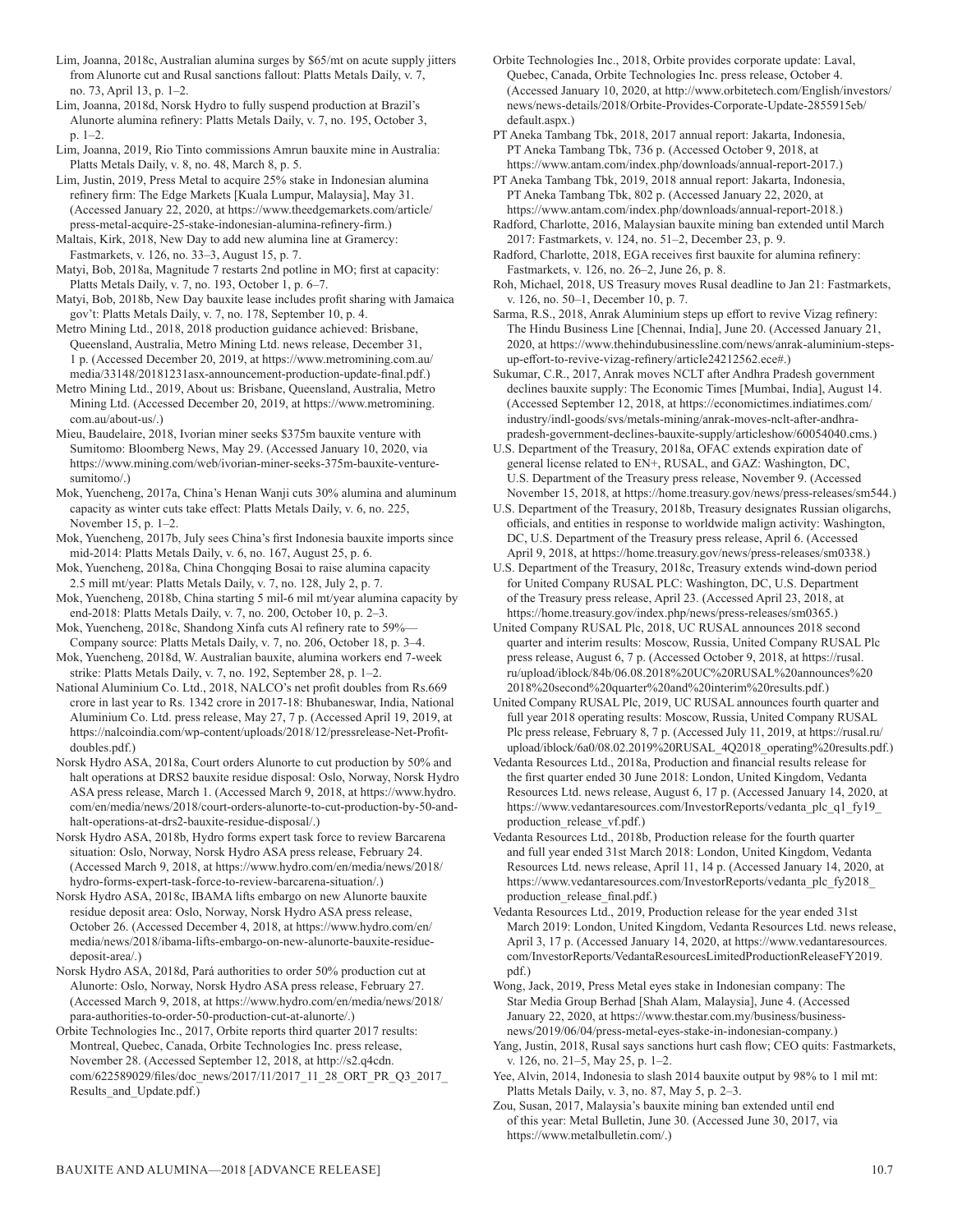Lim, Joanna, 2018c, Australian alumina surges by $65/mt on acute supply jitters from Alunorte cut and Rusal sanctions fallout: Platts Metals Daily, v. 7, no. 73, April 13, p. 1–2.

Lim, Joanna, 2018d, Norsk Hydro to fully suspend production at Brazil's Alunorte alumina refinery: Platts Metals Daily, v. 7, no. 195, October 3, p. 1–2.

Lim, Joanna, 2019, Rio Tinto commissions Amrun bauxite mine in Australia: Platts Metals Daily, v. 8, no. 48, March 8, p. 5.

Lim, Justin, 2019, Press Metal to acquire 25% stake in Indonesian alumina refinery firm: The Edge Markets [Kuala Lumpur, Malaysia], May 31. (Accessed January 22, 2020, at https://www.theedgemarkets.com/article/press-metal-acquire-25-stake-indonesian-alumina-refinery-firm.)

Maltais, Kirk, 2018, New Day to add new alumina line at Gramercy: Fastmarkets, v. 126, no. 33–3, August 15, p. 7.

Matyi, Bob, 2018a, Magnitude 7 restarts 2nd potline in MO; first at capacity: Platts Metals Daily, v. 7, no. 193, October 1, p. 6–7.

Matyi, Bob, 2018b, New Day bauxite lease includes profit sharing with Jamaica gov't: Platts Metals Daily, v. 7, no. 178, September 10, p. 4.

Metro Mining Ltd., 2018, 2018 production guidance achieved: Brisbane, Queensland, Australia, Metro Mining Ltd. news release, December 31, 1 p. (Accessed December 20, 2019, at https://www.metromining.com.au/media/33148/20181231asx-announcement-production-update-final.pdf.)

Metro Mining Ltd., 2019, About us: Brisbane, Queensland, Australia, Metro Mining Ltd. (Accessed December 20, 2019, at https://www.metromining.com.au/about-us/.)

Mieu, Baudelaire, 2018, Ivorian miner seeks $375m bauxite venture with Sumitomo: Bloomberg News, May 29. (Accessed January 10, 2020, via https://www.mining.com/web/ivorian-miner-seeks-375m-bauxite-venture-sumitomo/.)

Mok, Yuencheng, 2017a, China's Henan Wanji cuts 30% alumina and aluminum capacity as winter cuts take effect: Platts Metals Daily, v. 6, no. 225, November 15, p. 1–2.

Mok, Yuencheng, 2017b, July sees China's first Indonesia bauxite imports since mid-2014: Platts Metals Daily, v. 6, no. 167, August 25, p. 6.

Mok, Yuencheng, 2018a, China Chongqing Bosai to raise alumina capacity 2.5 mill mt/year: Platts Metals Daily, v. 7, no. 128, July 2, p. 7.

Mok, Yuencheng, 2018b, China starting 5 mil-6 mil mt/year alumina capacity by end-2018: Platts Metals Daily, v. 7, no. 200, October 10, p. 2–3.

Mok, Yuencheng, 2018c, Shandong Xinfa cuts Al refinery rate to 59%—Company source: Platts Metals Daily, v. 7, no. 206, October 18, p. 3–4.

Mok, Yuencheng, 2018d, W. Australian bauxite, alumina workers end 7-week strike: Platts Metals Daily, v. 7, no. 192, September 28, p. 1–2.

National Aluminium Co. Ltd., 2018, NALCO's net profit doubles from Rs.669 crore in last year to Rs. 1342 crore in 2017-18: Bhubaneswar, India, National Aluminium Co. Ltd. press release, May 27, 7 p. (Accessed April 19, 2019, at https://nalcoindia.com/wp-content/uploads/2018/12/pressrelease-Net-Profit-doubles.pdf.)

Norsk Hydro ASA, 2018a, Court orders Alunorte to cut production by 50% and halt operations at DRS2 bauxite residue disposal: Oslo, Norway, Norsk Hydro ASA press release, March 1. (Accessed March 9, 2018, at https://www.hydro.com/en/media/news/2018/court-orders-alunorte-to-cut-production-by-50-and-halt-operations-at-drs2-bauxite-residue-disposal/.)

Norsk Hydro ASA, 2018b, Hydro forms expert task force to review Barcarena situation: Oslo, Norway, Norsk Hydro ASA press release, February 24. (Accessed March 9, 2018, at https://www.hydro.com/en/media/news/2018/hydro-forms-expert-task-force-to-review-barcarena-situation/.)

Norsk Hydro ASA, 2018c, IBAMA lifts embargo on new Alunorte bauxite residue deposit area: Oslo, Norway, Norsk Hydro ASA press release, October 26. (Accessed December 4, 2018, at https://www.hydro.com/en/media/news/2018/ibama-lifts-embargo-on-new-alunorte-bauxite-residue-deposit-area/.)

Norsk Hydro ASA, 2018d, Pará authorities to order 50% production cut at Alunorte: Oslo, Norway, Norsk Hydro ASA press release, February 27. (Accessed March 9, 2018, at https://www.hydro.com/en/media/news/2018/para-authorities-to-order-50-production-cut-at-alunorte/.)

Orbite Technologies Inc., 2017, Orbite reports third quarter 2017 results: Montreal, Quebec, Canada, Orbite Technologies Inc. press release, November 28. (Accessed September 12, 2018, at http://s2.q4cdn.com/622589029/files/doc_news/2017/11/2017_11_28_ORT_PR_Q3_2017_Results_and_Update.pdf.)

Orbite Technologies Inc., 2018, Orbite provides corporate update: Laval, Quebec, Canada, Orbite Technologies Inc. press release, October 4. (Accessed January 10, 2020, at http://www.orbitetech.com/English/investors/news/news-details/2018/Orbite-Provides-Corporate-Update-2855915eb/default.aspx.)

PT Aneka Tambang Tbk, 2018, 2017 annual report: Jakarta, Indonesia, PT Aneka Tambang Tbk, 736 p. (Accessed October 9, 2018, at https://www.antam.com/index.php/downloads/annual-report-2017.)

PT Aneka Tambang Tbk, 2019, 2018 annual report: Jakarta, Indonesia, PT Aneka Tambang Tbk, 802 p. (Accessed January 22, 2020, at https://www.antam.com/index.php/downloads/annual-report-2018.)

Radford, Charlotte, 2016, Malaysian bauxite mining ban extended until March 2017: Fastmarkets, v. 124, no. 51–2, December 23, p. 9.

Radford, Charlotte, 2018, EGA receives first bauxite for alumina refinery: Fastmarkets, v. 126, no. 26–2, June 26, p. 8.

Roh, Michael, 2018, US Treasury moves Rusal deadline to Jan 21: Fastmarkets, v. 126, no. 50–1, December 10, p. 7.

Sarma, R.S., 2018, Anrak Aluminium steps up effort to revive Vizag refinery: The Hindu Business Line [Chennai, India], June 20. (Accessed January 21, 2020, at https://www.thehindubusinessline.com/news/anrak-aluminium-steps-up-effort-to-revive-vizag-refinery/article24212562.ece#.)

Sukumar, C.R., 2017, Anrak moves NCLT after Andhra Pradesh government declines bauxite supply: The Economic Times [Mumbai, India], August 14. (Accessed September 12, 2018, at https://economictimes.indiatimes.com/industry/indl-goods/svs/metals-mining/anrak-moves-nclt-after-andhra-pradesh-government-declines-bauxite-supply/articleshow/60054040.cms.)

U.S. Department of the Treasury, 2018a, OFAC extends expiration date of general license related to EN+, RUSAL, and GAZ: Washington, DC, U.S. Department of the Treasury press release, November 9. (Accessed November 15, 2018, at https://home.treasury.gov/news/press-releases/sm544.)

U.S. Department of the Treasury, 2018b, Treasury designates Russian oligarchs, officials, and entities in response to worldwide malign activity: Washington, DC, U.S. Department of the Treasury press release, April 6. (Accessed April 9, 2018, at https://home.treasury.gov/news/press-releases/sm0338.)

U.S. Department of the Treasury, 2018c, Treasury extends wind-down period for United Company RUSAL PLC: Washington, DC, U.S. Department of the Treasury press release, April 23. (Accessed April 23, 2018, at https://home.treasury.gov/index.php/news/press-releases/sm0365.)

United Company RUSAL Plc, 2018, UC RUSAL announces 2018 second quarter and interim results: Moscow, Russia, United Company RUSAL Plc press release, August 6, 7 p. (Accessed October 9, 2018, at https://rusal.ru/upload/iblock/84b/06.08.2018%20UC%20RUSAL%20announces%202018%20second%20quarter%20and%20interim%20results.pdf.)

United Company RUSAL Plc, 2019, UC RUSAL announces fourth quarter and full year 2018 operating results: Moscow, Russia, United Company RUSAL Plc press release, February 8, 7 p. (Accessed July 11, 2019, at https://rusal.ru/upload/iblock/6a0/08.02.2019%20RUSAL_4Q2018_operating%20results.pdf.)

Vedanta Resources Ltd., 2018a, Production and financial results release for the first quarter ended 30 June 2018: London, United Kingdom, Vedanta Resources Ltd. news release, August 6, 17 p. (Accessed January 14, 2020, at https://www.vedantaresources.com/InvestorReports/vedanta_plc_q1_fy19_production_release_vf.pdf.)

Vedanta Resources Ltd., 2018b, Production release for the fourth quarter and full year ended 31st March 2018: London, United Kingdom, Vedanta Resources Ltd. news release, April 11, 14 p. (Accessed January 14, 2020, at https://www.vedantaresources.com/InvestorReports/vedanta_plc_fy2018_production_release_final.pdf.)

Vedanta Resources Ltd., 2019, Production release for the year ended 31st March 2019: London, United Kingdom, Vedanta Resources Ltd. news release, April 3, 17 p. (Accessed January 14, 2020, at https://www.vedantaresources.com/InvestorReports/VedantaResourcesLimitedProductionReleaseFY2019.pdf.)

Wong, Jack, 2019, Press Metal eyes stake in Indonesian company: The Star Media Group Berhad [Shah Alam, Malaysia], June 4. (Accessed January 22, 2020, at https://www.thestar.com.my/business/business-news/2019/06/04/press-metal-eyes-stake-in-indonesian-company.)

Yang, Justin, 2018, Rusal says sanctions hurt cash flow; CEO quits: Fastmarkets, v. 126, no. 21–5, May 25, p. 1–2.

Yee, Alvin, 2014, Indonesia to slash 2014 bauxite output by 98% to 1 mil mt: Platts Metals Daily, v. 3, no. 87, May 5, p. 2–3.

Zou, Susan, 2017, Malaysia's bauxite mining ban extended until end of this year: Metal Bulletin, June 30. (Accessed June 30, 2017, via https://www.metalbulletin.com/.)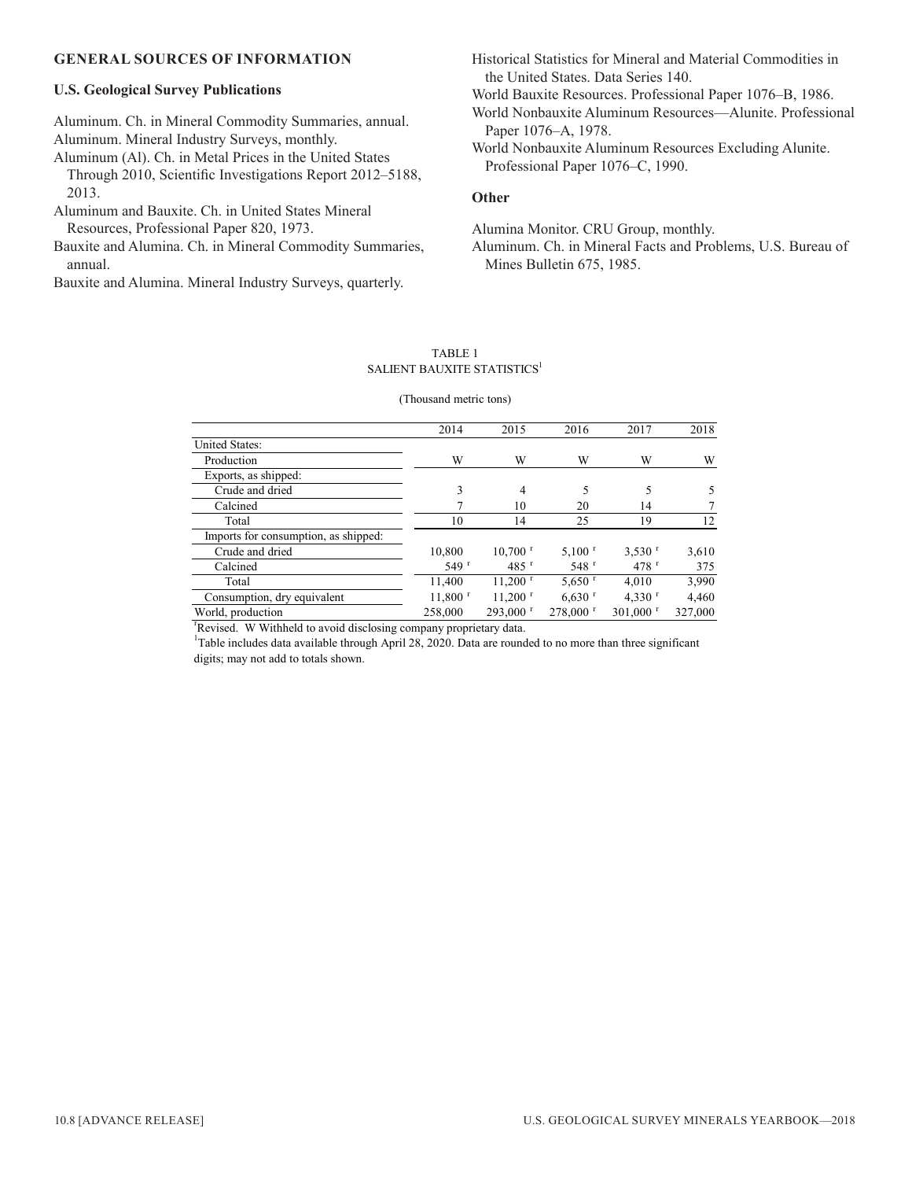## GENERAL SOURCES OF INFORMATION

### U.S. Geological Survey Publications

Aluminum. Ch. in Mineral Commodity Summaries, annual.
Aluminum. Mineral Industry Surveys, monthly.
Aluminum (Al). Ch. in Metal Prices in the United States Through 2010, Scientific Investigations Report 2012–5188, 2013.
Aluminum and Bauxite. Ch. in United States Mineral Resources, Professional Paper 820, 1973.
Bauxite and Alumina. Ch. in Mineral Commodity Summaries, annual.
Bauxite and Alumina. Mineral Industry Surveys, quarterly.
Historical Statistics for Mineral and Material Commodities in the United States. Data Series 140.
World Bauxite Resources. Professional Paper 1076–B, 1986.
World Nonbauxite Aluminum Resources—Alunite. Professional Paper 1076–A, 1978.
World Nonbauxite Aluminum Resources Excluding Alunite. Professional Paper 1076–C, 1990.

### Other

Alumina Monitor. CRU Group, monthly.
Aluminum. Ch. in Mineral Facts and Problems, U.S. Bureau of Mines Bulletin 675, 1985.

TABLE 1
SALIENT BAUXITE STATISTICS[1]

(Thousand metric tons)

| | 2014 | 2015 | 2016 | 2017 | 2018 |
|---|---|---|---|---|---|
| United States: | | | | | |
| Production | W | W | W | W | W |
| Exports, as shipped: | | | | | |
| Crude and dried | 3 | 4 | 5 | 5 | 5 |
| Calcined | 7 | 10 | 20 | 14 | 7 |
| Total | 10 | 14 | 25 | 19 | 12 |
| Imports for consumption, as shipped: | | | | | |
| Crude and dried | 10,800 | 10,700 r | 5,100 r | 3,530 r | 3,610 |
| Calcined | 549 r | 485 r | 548 r | 478 r | 375 |
| Total | 11,400 | 11,200 r | 5,650 r | 4,010 | 3,990 |
| Consumption, dry equivalent | 11,800 r | 11,200 r | 6,630 r | 4,330 r | 4,460 |
| World, production | 258,000 | 293,000 r | 278,000 r | 301,000 r | 327,000 |

r Revised. W Withheld to avoid disclosing company proprietary data.
[1]Table includes data available through April 28, 2020. Data are rounded to no more than three significant digits; may not add to totals shown.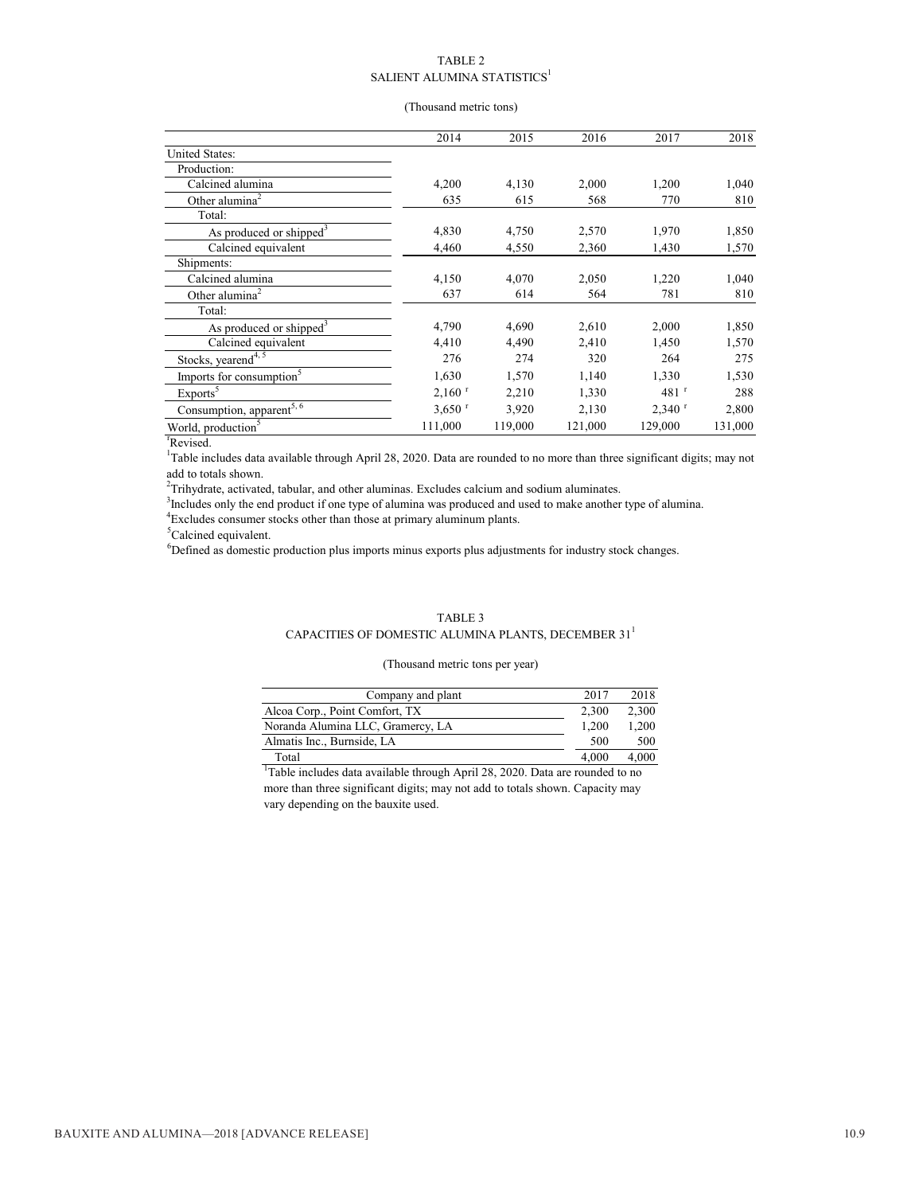TABLE 2
SALIENT ALUMINA STATISTICS[1]

(Thousand metric tons)

| | 2014 | 2015 | 2016 | 2017 | 2018 |
|---|---|---|---|---|---|
| United States: | | | | | |
| Production: | | | | | |
| Calcined alumina | 4,200 | 4,130 | 2,000 | 1,200 | 1,040 |
| Other alumina[2] | 635 | 615 | 568 | 770 | 810 |
| Total: | | | | | |
| As produced or shipped[3] | 4,830 | 4,750 | 2,570 | 1,970 | 1,850 |
| Calcined equivalent | 4,460 | 4,550 | 2,360 | 1,430 | 1,570 |
| Shipments: | | | | | |
| Calcined alumina | 4,150 | 4,070 | 2,050 | 1,220 | 1,040 |
| Other alumina[2] | 637 | 614 | 564 | 781 | 810 |
| Total: | | | | | |
| As produced or shipped[3] | 4,790 | 4,690 | 2,610 | 2,000 | 1,850 |
| Calcined equivalent | 4,410 | 4,490 | 2,410 | 1,450 | 1,570 |
| Stocks, yearend[4, 5] | 276 | 274 | 320 | 264 | 275 |
| Imports for consumption[5] | 1,630 | 1,570 | 1,140 | 1,330 | 1,530 |
| Exports[5] | 2,160 r | 2,210 | 1,330 | 481 r | 288 |
| Consumption, apparent[5, 6] | 3,650 r | 3,920 | 2,130 | 2,340 r | 2,800 |
| World, production[5] | 111,000 | 119,000 | 121,000 | 129,000 | 131,000 |

r Revised.
[1] Table includes data available through April 28, 2020. Data are rounded to no more than three significant digits; may not add to totals shown.
[2] Trihydrate, activated, tabular, and other aluminas. Excludes calcium and sodium aluminates.
[3] Includes only the end product if one type of alumina was produced and used to make another type of alumina.
[4] Excludes consumer stocks other than those at primary aluminum plants.
[5] Calcined equivalent.
[6] Defined as domestic production plus imports minus exports plus adjustments for industry stock changes.

TABLE 3
CAPACITIES OF DOMESTIC ALUMINA PLANTS, DECEMBER 31[1]

(Thousand metric tons per year)

| Company and plant | 2017 | 2018 |
|---|---|---|
| Alcoa Corp., Point Comfort, TX | 2,300 | 2,300 |
| Noranda Alumina LLC, Gramercy, LA | 1,200 | 1,200 |
| Almatis Inc., Burnside, LA | 500 | 500 |
| Total | 4,000 | 4,000 |

[1] Table includes data available through April 28, 2020. Data are rounded to no more than three significant digits; may not add to totals shown. Capacity may vary depending on the bauxite used.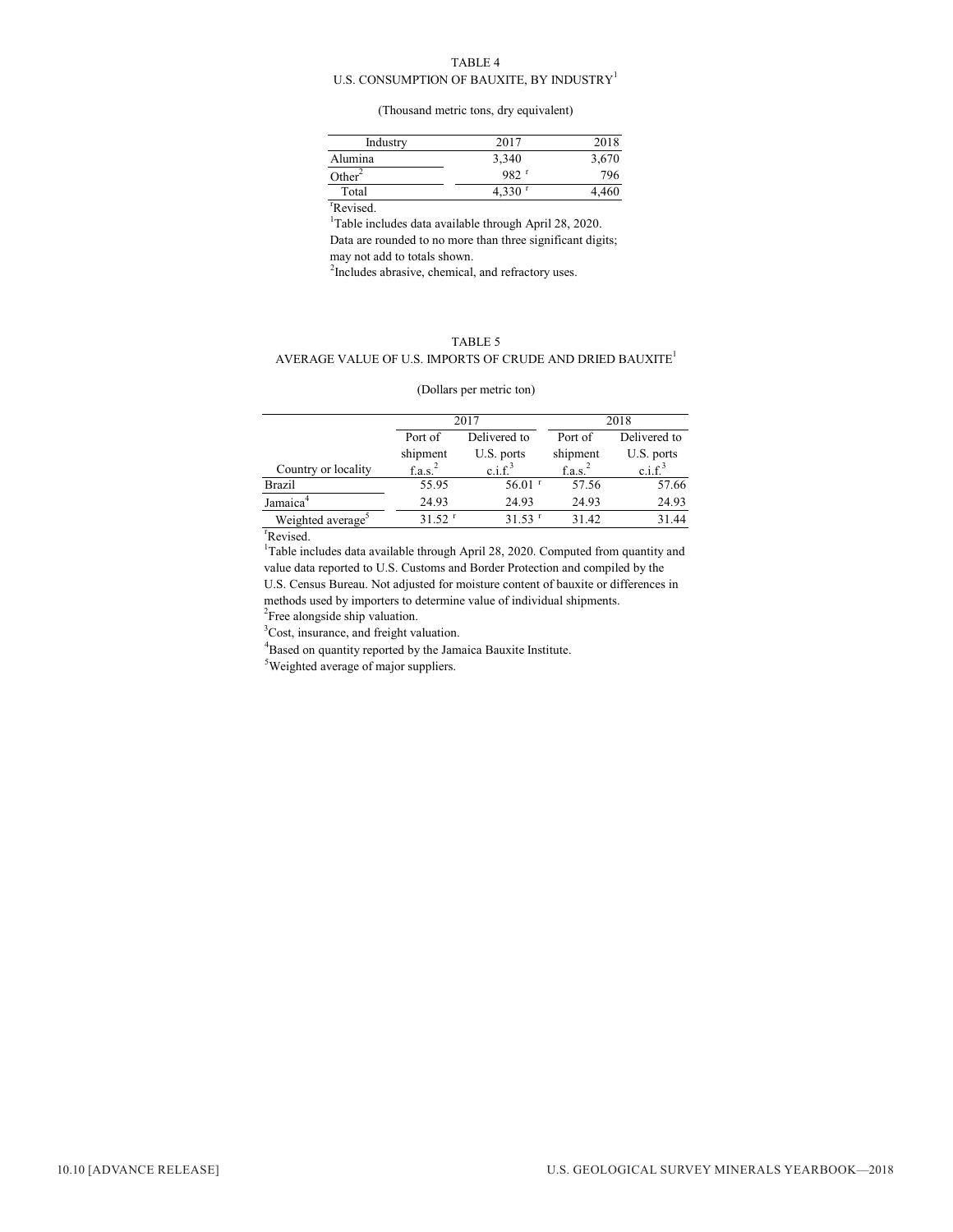TABLE 4

U.S. CONSUMPTION OF BAUXITE, BY INDUSTRY[1]

(Thousand metric tons, dry equivalent)

| Industry | 2017 | 2018 |
|---|---|---|
| Alumina | 3,340 | 3,670 |
| Other[2] | 982 r | 796 |
| Total | 4,330 r | 4,460 |

rRevised.

[1]Table includes data available through April 28, 2020. Data are rounded to no more than three significant digits; may not add to totals shown.

[2]Includes abrasive, chemical, and refractory uses.

TABLE 5

AVERAGE VALUE OF U.S. IMPORTS OF CRUDE AND DRIED BAUXITE[1]

(Dollars per metric ton)

| | 2017 | | 2018 | |
|---|---|---|---|---|
| Country or locality | Port of shipment f.a.s.[2] | Delivered to U.S. ports c.i.f.[3] | Port of shipment f.a.s.[2] | Delivered to U.S. ports c.i.f.[3] |
| Brazil | 55.95 | 56.01 r | 57.56 | 57.66 |
| Jamaica[4] | 24.93 | 24.93 | 24.93 | 24.93 |
| Weighted average[5] | 31.52 r | 31.53 r | 31.42 | 31.44 |

rRevised.

[1]Table includes data available through April 28, 2020. Computed from quantity and value data reported to U.S. Customs and Border Protection and compiled by the U.S. Census Bureau. Not adjusted for moisture content of bauxite or differences in methods used by importers to determine value of individual shipments.

[2]Free alongside ship valuation.

[3]Cost, insurance, and freight valuation.

[4]Based on quantity reported by the Jamaica Bauxite Institute.

[5]Weighted average of major suppliers.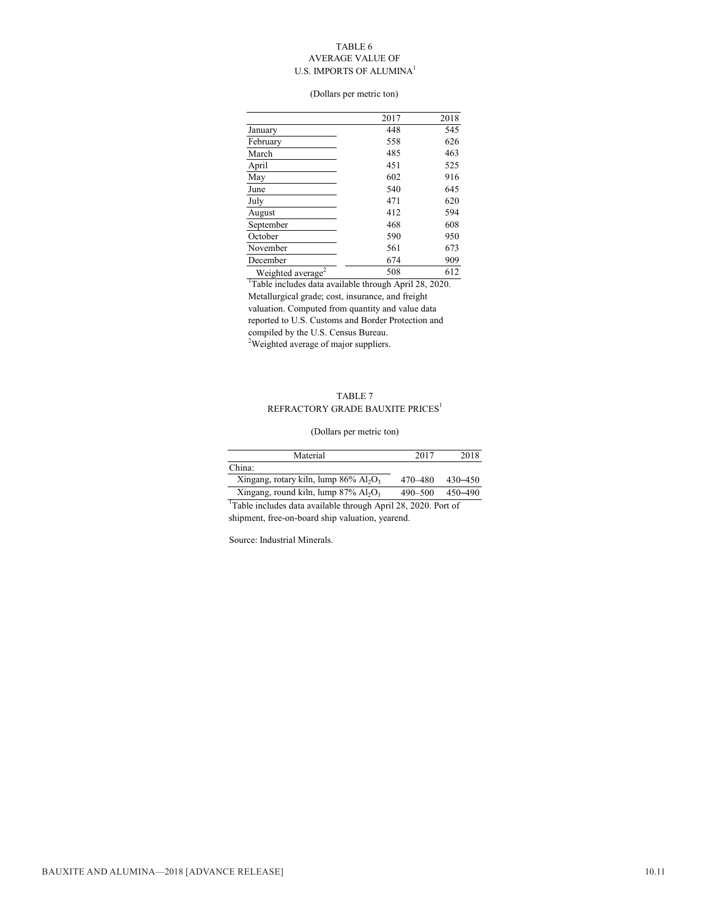TABLE 6
AVERAGE VALUE OF
U.S. IMPORTS OF ALUMINA[1]

(Dollars per metric ton)

| | 2017 | 2018 |
|---|---|---|
| January | 448 | 545 |
| February | 558 | 626 |
| March | 485 | 463 |
| April | 451 | 525 |
| May | 602 | 916 |
| June | 540 | 645 |
| July | 471 | 620 |
| August | 412 | 594 |
| September | 468 | 608 |
| October | 590 | 950 |
| November | 561 | 673 |
| December | 674 | 909 |
| Weighted average[2] | 508 | 612 |

[1]Table includes data available through April 28, 2020. Metallurgical grade; cost, insurance, and freight valuation. Computed from quantity and value data reported to U.S. Customs and Border Protection and compiled by the U.S. Census Bureau.
[2]Weighted average of major suppliers.

TABLE 7
REFRACTORY GRADE BAUXITE PRICES[1]

(Dollars per metric ton)

| Material | 2017 | 2018 |
|---|---|---|
| China: | | |
| Xingang, rotary kiln, lump 86% $Al_2O_3$ | 470–480 | 430–450 |
| Xingang, round kiln, lump 87% $Al_2O_3$ | 490–500 | 450–490 |

[1]Table includes data available through April 28, 2020. Port of shipment, free-on-board ship valuation, yearend.

Source: Industrial Minerals.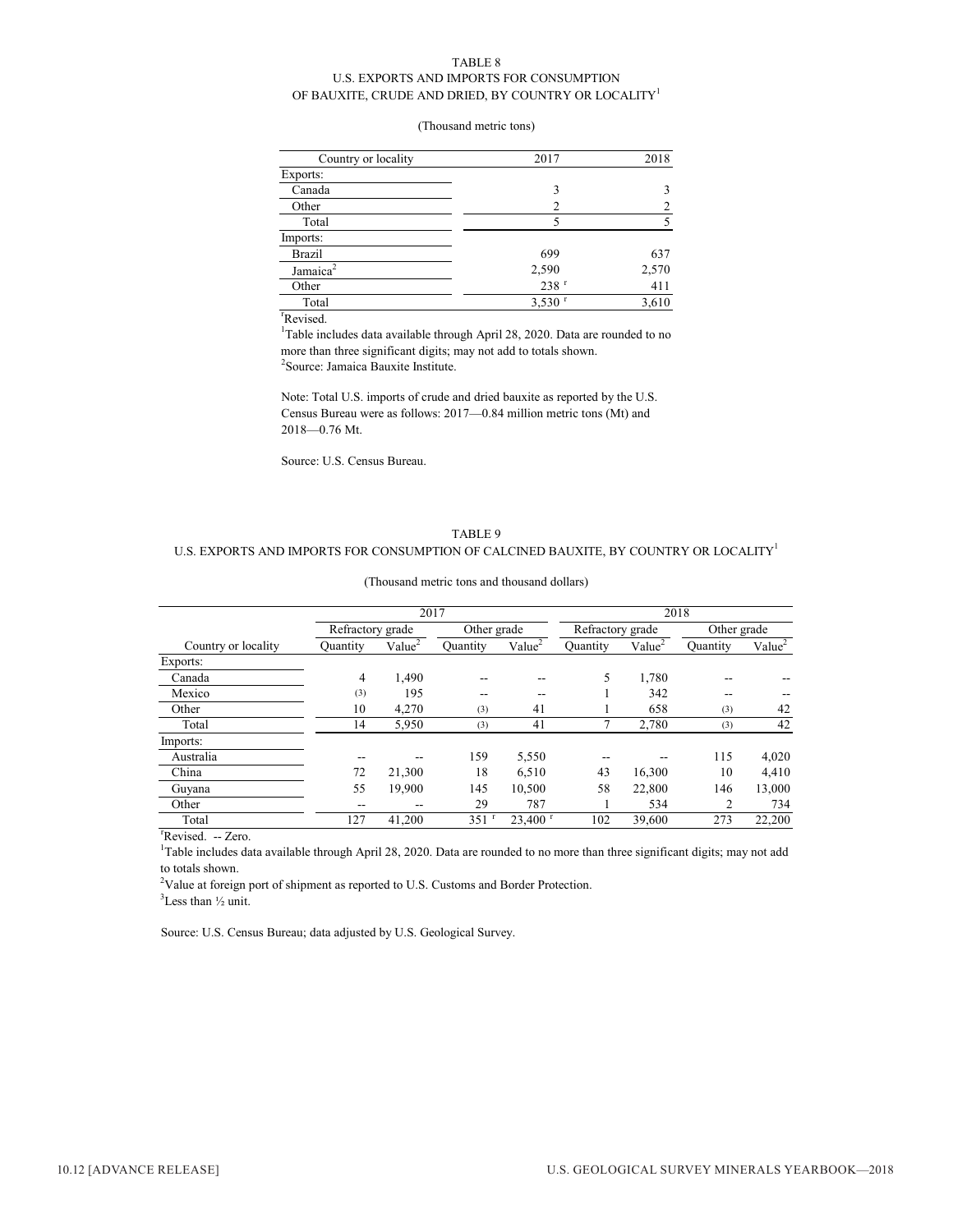TABLE 8

U.S. EXPORTS AND IMPORTS FOR CONSUMPTION OF BAUXITE, CRUDE AND DRIED, BY COUNTRY OR LOCALITY[1]

(Thousand metric tons)

| Country or locality | 2017 | 2018 |
|---|---|---|
| Exports: | | |
| Canada | 3 | 3 |
| Other | 2 | 2 |
| Total | 5 | 5 |
| Imports: | | |
| Brazil | 699 | 637 |
| Jamaica[2] | 2,590 | 2,570 |
| Other | 238 r | 411 |
| Total | 3,530 r | 3,610 |

r Revised.

[1]Table includes data available through April 28, 2020. Data are rounded to no more than three significant digits; may not add to totals shown.

[2]Source: Jamaica Bauxite Institute.

Note: Total U.S. imports of crude and dried bauxite as reported by the U.S. Census Bureau were as follows: 2017—0.84 million metric tons (Mt) and 2018—0.76 Mt.

Source: U.S. Census Bureau.

TABLE 9

U.S. EXPORTS AND IMPORTS FOR CONSUMPTION OF CALCINED BAUXITE, BY COUNTRY OR LOCALITY[1]

(Thousand metric tons and thousand dollars)

| | 2017 | | | | 2018 | | | |
|---|---|---|---|---|---|---|---|---|
| | Refractory grade | | Other grade | | Refractory grade | | Other grade | |
| Country or locality | Quantity | Value[2] | Quantity | Value[2] | Quantity | Value[2] | Quantity | Value[2] |
| Exports: | | | | | | | | |
| Canada | 4 | 1,490 | -- | -- | 5 | 1,780 | -- | -- |
| Mexico | (3) | 195 | -- | -- | 1 | 342 | -- | -- |
| Other | 10 | 4,270 | (3) | 41 | 1 | 658 | (3) | 42 |
| Total | 14 | 5,950 | (3) | 41 | 7 | 2,780 | (3) | 42 |
| Imports: | | | | | | | | |
| Australia | -- | -- | 159 | 5,550 | -- | -- | 115 | 4,020 |
| China | 72 | 21,300 | 18 | 6,510 | 43 | 16,300 | 10 | 4,410 |
| Guyana | 55 | 19,900 | 145 | 10,500 | 58 | 22,800 | 146 | 13,000 |
| Other | -- | -- | 29 | 787 | 1 | 534 | 2 | 734 |
| Total | 127 | 41,200 | 351 r | 23,400 r | 102 | 39,600 | 273 | 22,200 |

r Revised. -- Zero.

[1]Table includes data available through April 28, 2020. Data are rounded to no more than three significant digits; may not add to totals shown.

[2]Value at foreign port of shipment as reported to U.S. Customs and Border Protection.

[3]Less than ½ unit.

Source: U.S. Census Bureau; data adjusted by U.S. Geological Survey.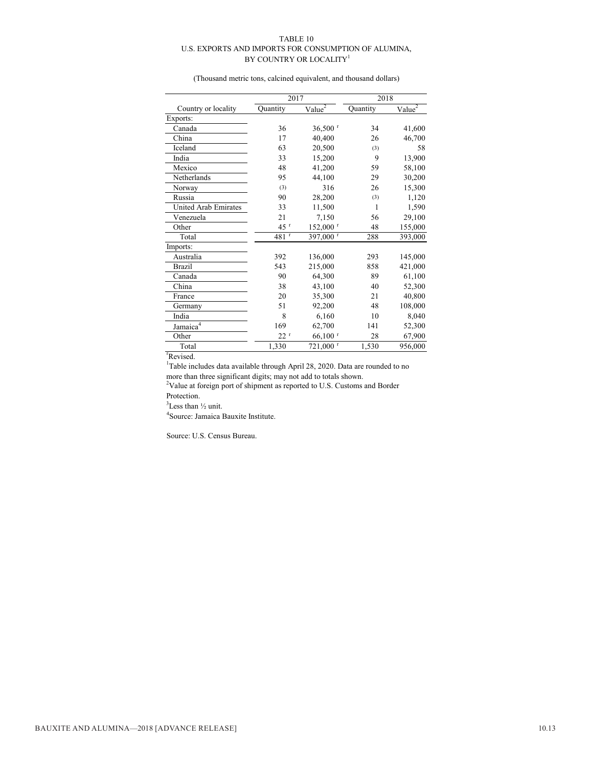TABLE 10
U.S. EXPORTS AND IMPORTS FOR CONSUMPTION OF ALUMINA, BY COUNTRY OR LOCALITY[1]

(Thousand metric tons, calcined equivalent, and thousand dollars)

| Country or locality | 2017 | | 2018 | |
|---|---|---|---|---|
| | Quantity | Value[2] | Quantity | Value[2] |
| Exports: | | | | |
| Canada | 36 | 36,500 r | 34 | 41,600 |
| China | 17 | 40,400 | 26 | 46,700 |
| Iceland | 63 | 20,500 | (3) | 58 |
| India | 33 | 15,200 | 9 | 13,900 |
| Mexico | 48 | 41,200 | 59 | 58,100 |
| Netherlands | 95 | 44,100 | 29 | 30,200 |
| Norway | (3) | 316 | 26 | 15,300 |
| Russia | 90 | 28,200 | (3) | 1,120 |
| United Arab Emirates | 33 | 11,500 | 1 | 1,590 |
| Venezuela | 21 | 7,150 | 56 | 29,100 |
| Other | 45 r | 152,000 r | 48 | 155,000 |
| Total | 481 r | 397,000 r | 288 | 393,000 |
| Imports: | | | | |
| Australia | 392 | 136,000 | 293 | 145,000 |
| Brazil | 543 | 215,000 | 858 | 421,000 |
| Canada | 90 | 64,300 | 89 | 61,100 |
| China | 38 | 43,100 | 40 | 52,300 |
| France | 20 | 35,300 | 21 | 40,800 |
| Germany | 51 | 92,200 | 48 | 108,000 |
| India | 8 | 6,160 | 10 | 8,040 |
| Jamaica[4] | 169 | 62,700 | 141 | 52,300 |
| Other | 22 r | 66,100 r | 28 | 67,900 |
| Total | 1,330 | 721,000 r | 1,530 | 956,000 |

r Revised.
[1] Table includes data available through April 28, 2020. Data are rounded to no more than three significant digits; may not add to totals shown.
[2] Value at foreign port of shipment as reported to U.S. Customs and Border Protection.
[3] Less than ½ unit.
[4] Source: Jamaica Bauxite Institute.

Source: U.S. Census Bureau.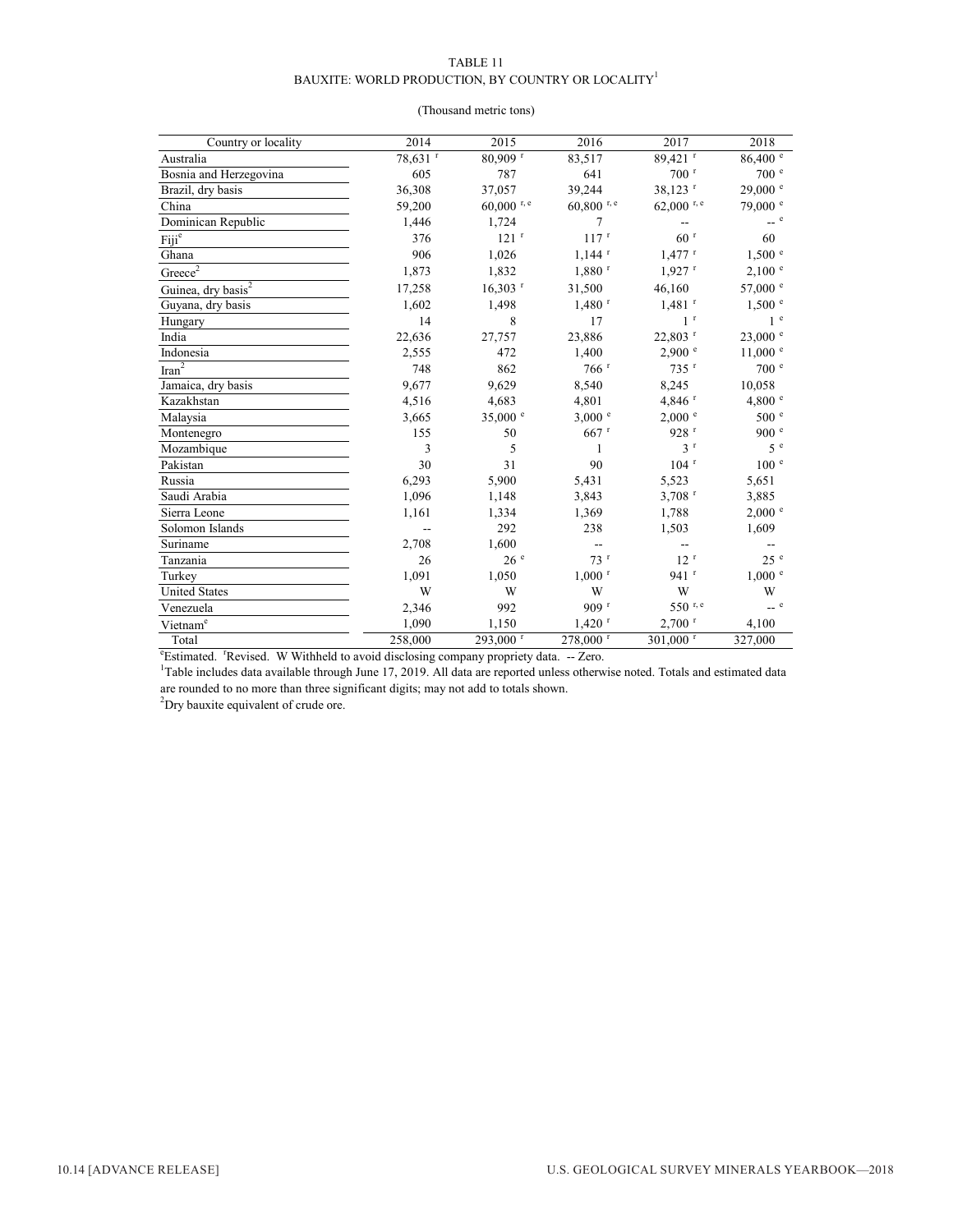TABLE 11
BAUXITE: WORLD PRODUCTION, BY COUNTRY OR LOCALITY[1]

(Thousand metric tons)

| Country or locality | 2014 | 2015 | 2016 | 2017 | 2018 |
|---|---|---|---|---|---|
| Australia | 78,631 r | 80,909 r | 83,517 | 89,421 r | 86,400 e |
| Bosnia and Herzegovina | 605 | 787 | 641 | 700 r | 700 e |
| Brazil, dry basis | 36,308 | 37,057 | 39,244 | 38,123 r | 29,000 e |
| China | 59,200 | 60,000 r, e | 60,800 r, e | 62,000 r, e | 79,000 e |
| Dominican Republic | 1,446 | 1,724 | 7 | -- | -- e |
| Fiji[e] | 376 | 121 r | 117 r | 60 r | 60 |
| Ghana | 906 | 1,026 | 1,144 r | 1,477 r | 1,500 e |
| Greece[2] | 1,873 | 1,832 | 1,880 r | 1,927 r | 2,100 e |
| Guinea, dry basis[2] | 17,258 | 16,303 r | 31,500 | 46,160 | 57,000 e |
| Guyana, dry basis | 1,602 | 1,498 | 1,480 r | 1,481 r | 1,500 e |
| Hungary | 14 | 8 | 17 | 1 r | 1 e |
| India | 22,636 | 27,757 | 23,886 | 22,803 r | 23,000 e |
| Indonesia | 2,555 | 472 | 1,400 | 2,900 e | 11,000 e |
| Iran[2] | 748 | 862 | 766 r | 735 r | 700 e |
| Jamaica, dry basis | 9,677 | 9,629 | 8,540 | 8,245 | 10,058 |
| Kazakhstan | 4,516 | 4,683 | 4,801 | 4,846 r | 4,800 e |
| Malaysia | 3,665 | 35,000 e | 3,000 e | 2,000 e | 500 e |
| Montenegro | 155 | 50 | 667 r | 928 r | 900 e |
| Mozambique | 3 | 5 | 1 | 3 r | 5 e |
| Pakistan | 30 | 31 | 90 | 104 r | 100 e |
| Russia | 6,293 | 5,900 | 5,431 | 5,523 | 5,651 |
| Saudi Arabia | 1,096 | 1,148 | 3,843 | 3,708 r | 3,885 |
| Sierra Leone | 1,161 | 1,334 | 1,369 | 1,788 | 2,000 e |
| Solomon Islands | -- | 292 | 238 | 1,503 | 1,609 |
| Suriname | 2,708 | 1,600 | -- | -- | -- |
| Tanzania | 26 | 26 e | 73 r | 12 r | 25 e |
| Turkey | 1,091 | 1,050 | 1,000 r | 941 r | 1,000 e |
| United States | W | W | W | W | W |
| Venezuela | 2,346 | 992 | 909 r | 550 r, e | -- e |
| Vietnam[e] | 1,090 | 1,150 | 1,420 r | 2,700 r | 4,100 |
| Total | 258,000 | 293,000 r | 278,000 r | 301,000 r | 327,000 |

[e]Estimated. [r]Revised. W Withheld to avoid disclosing company propriety data. -- Zero.

[1]Table includes data available through June 17, 2019. All data are reported unless otherwise noted. Totals and estimated data are rounded to no more than three significant digits; may not add to totals shown.

[2]Dry bauxite equivalent of crude ore.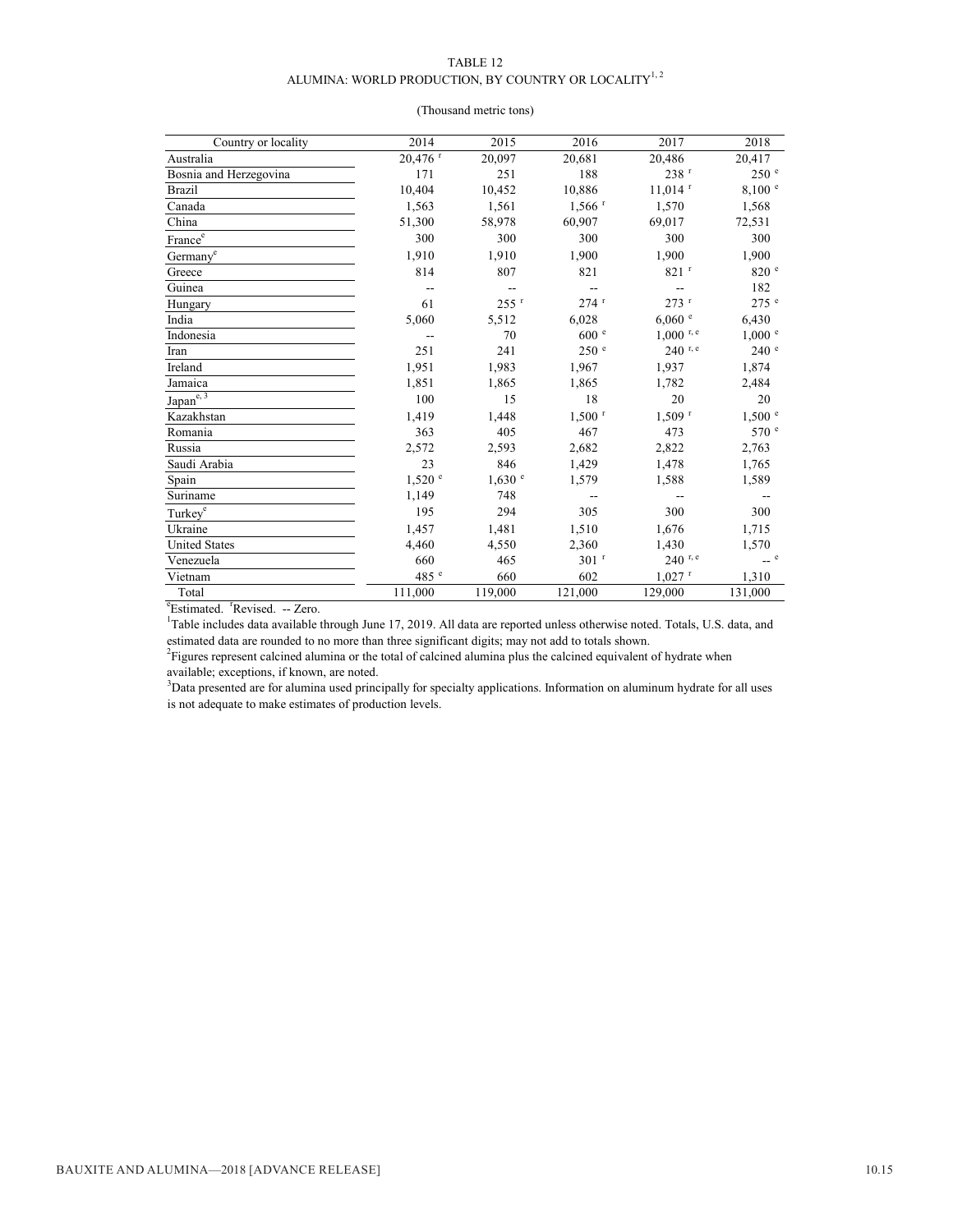# TABLE 12
## ALUMINA: WORLD PRODUCTION, BY COUNTRY OR LOCALITY[1, 2]

(Thousand metric tons)

| Country or locality | 2014 | 2015 | 2016 | 2017 | 2018 |
|---|---|---|---|---|---|
| Australia | 20,476 r | 20,097 | 20,681 | 20,486 | 20,417 |
| Bosnia and Herzegovina | 171 | 251 | 188 | 238 r | 250 e |
| Brazil | 10,404 | 10,452 | 10,886 | 11,014 r | 8,100 e |
| Canada | 1,563 | 1,561 | 1,566 r | 1,570 | 1,568 |
| China | 51,300 | 58,978 | 60,907 | 69,017 | 72,531 |
| France[e] | 300 | 300 | 300 | 300 | 300 |
| Germany[e] | 1,910 | 1,910 | 1,900 | 1,900 | 1,900 |
| Greece | 814 | 807 | 821 | 821 r | 820 e |
| Guinea | -- | -- | -- | -- | 182 |
| Hungary | 61 | 255 r | 274 r | 273 r | 275 e |
| India | 5,060 | 5,512 | 6,028 | 6,060 e | 6,430 |
| Indonesia | -- | 70 | 600 e | 1,000 r, e | 1,000 e |
| Iran | 251 | 241 | 250 e | 240 r, e | 240 e |
| Ireland | 1,951 | 1,983 | 1,967 | 1,937 | 1,874 |
| Jamaica | 1,851 | 1,865 | 1,865 | 1,782 | 2,484 |
| Japan[e, 3] | 100 | 15 | 18 | 20 | 20 |
| Kazakhstan | 1,419 | 1,448 | 1,500 r | 1,509 r | 1,500 e |
| Romania | 363 | 405 | 467 | 473 | 570 e |
| Russia | 2,572 | 2,593 | 2,682 | 2,822 | 2,763 |
| Saudi Arabia | 23 | 846 | 1,429 | 1,478 | 1,765 |
| Spain | 1,520 e | 1,630 e | 1,579 | 1,588 | 1,589 |
| Suriname | 1,149 | 748 | -- | -- | -- |
| Turkey[e] | 195 | 294 | 305 | 300 | 300 |
| Ukraine | 1,457 | 1,481 | 1,510 | 1,676 | 1,715 |
| United States | 4,460 | 4,550 | 2,360 | 1,430 | 1,570 |
| Venezuela | 660 | 465 | 301 r | 240 r, e | -- e |
| Vietnam | 485 e | 660 | 602 | 1,027 r | 1,310 |
| Total | 111,000 | 119,000 | 121,000 | 129,000 | 131,000 |

[e]Estimated. [r]Revised. -- Zero.

[1]Table includes data available through June 17, 2019. All data are reported unless otherwise noted. Totals, U.S. data, and estimated data are rounded to no more than three significant digits; may not add to totals shown.

[2]Figures represent calcined alumina or the total of calcined alumina plus the calcined equivalent of hydrate when available; exceptions, if known, are noted.

[3]Data presented are for alumina used principally for specialty applications. Information on aluminum hydrate for all uses is not adequate to make estimates of production levels.